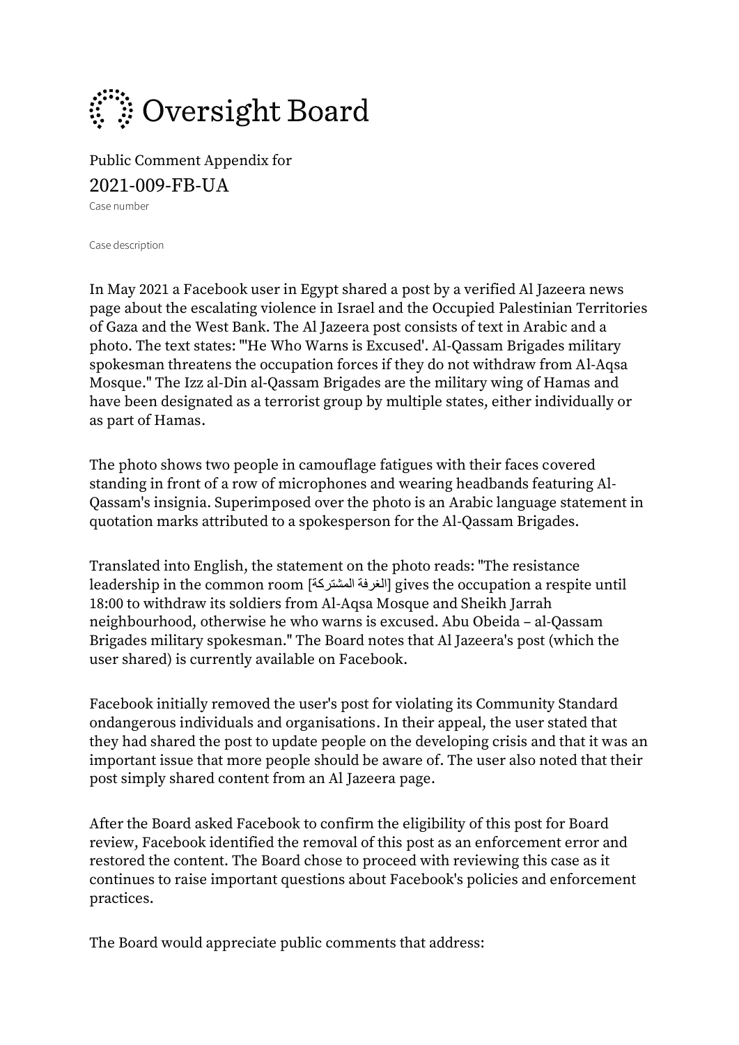# Oversight Board

Public Comment Appendix for

## 2021-009-FB-UA

Case number

Case description

In May 2021 a Facebook user in Egypt shared a post by a verified Al Jazeera news page about the escalating violence in Israel and the Occupied Palestinian Territories of Gaza and the West Bank. The Al Jazeera post consists of text in Arabic and a photo. The text states: "'He Who Warns is Excused'. Al-Qassam Brigades military spokesman threatens the occupation forces if they do not withdraw from Al-Aqsa Mosque." The Izz al-Din al-Qassam Brigades are the military wing of Hamas and have been designated as a terrorist group by multiple states, either individually or as part of Hamas.

The photo shows two people in camouflage fatigues with their faces covered standing in front of a row of microphones and wearing headbands featuring Al-Qassam's insignia. Superimposed over the photo is an Arabic language statement in quotation marks attributed to a spokesperson for the Al-Qassam Brigades.

Translated into English, the statement on the photo reads: "The resistance leadership in the common room [الغرفة المشتركة] gives the occupation a respite until 18:00 to withdraw its soldiers from Al-Aqsa Mosque and Sheikh Jarrah neighbourhood, otherwise he who warns is excused. Abu Obeida – al-Qassam Brigades military spokesman." The Board notes that Al Jazeera's post (which the user shared) is currently available on Facebook.

Facebook initially removed the user's post for violating its Community Standard ondangerous individuals and organisations. In their appeal, the user stated that they had shared the post to update people on the developing crisis and that it was an important issue that more people should be aware of. The user also noted that their post simply shared content from an Al Jazeera page.

After the Board asked Facebook to confirm the eligibility of this post for Board review, Facebook identified the removal of this post as an enforcement error and restored the content. The Board chose to proceed with reviewing this case as it continues to raise important questions about Facebook's policies and enforcement practices.

The Board would appreciate public comments that address: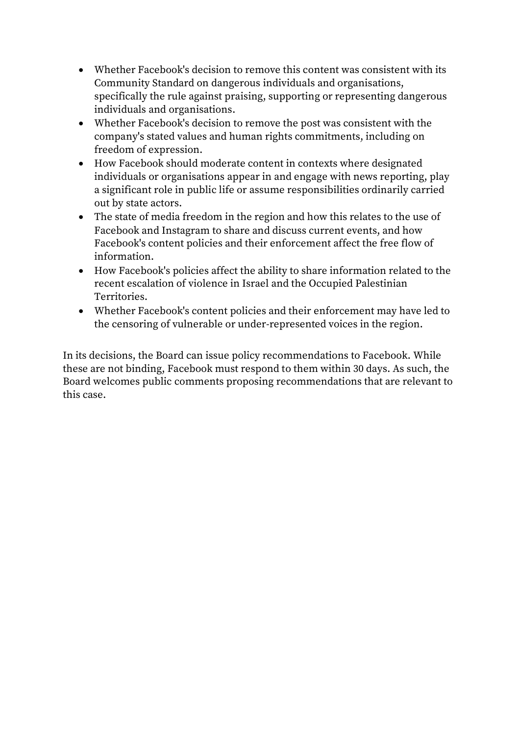- Whether Facebook's decision to remove this content was consistent with its Community Standard on dangerous individuals and organisations, specifically the rule against praising, supporting or representing dangerous individuals and organisations.
- Whether Facebook's decision to remove the post was consistent with the company's stated values and human rights commitments, including on freedom of expression.
- How Facebook should moderate content in contexts where designated individuals or organisations appear in and engage with news reporting, play a significant role in public life or assume responsibilities ordinarily carried out by state actors.
- The state of media freedom in the region and how this relates to the use of Facebook and Instagram to share and discuss current events, and how Facebook's content policies and their enforcement affect the free flow of information.
- How Facebook's policies affect the ability to share information related to the recent escalation of violence in Israel and the Occupied Palestinian Territories.
- Whether Facebook's content policies and their enforcement may have led to the censoring of vulnerable or under-represented voices in the region.

In its decisions, the Board can issue policy recommendations to Facebook. While these are not binding, Facebook must respond to them within 30 days. As such, the Board welcomes public comments proposing recommendations that are relevant to this case.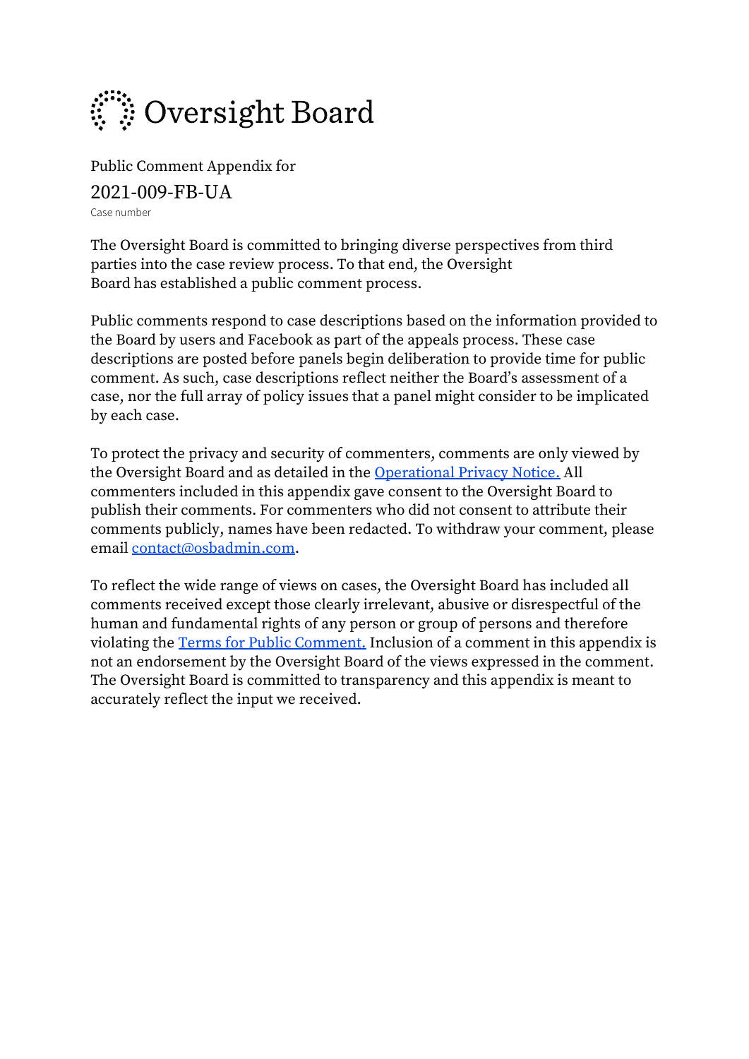# Oversight Board

Public Comment Appendix for

2021-009-FB-UA

Case number

The Oversight Board is committed to bringing diverse perspectives from third parties into the case review process. To that end, the Oversight Board has established a public comment process.

Public comments respond to case descriptions based on the information provided to the Board by users and Facebook as part of the appeals process. These case descriptions are posted before panels begin deliberation to provide time for public comment. As such, case descriptions reflect neither the Board's assessment of a case, nor the full array of policy issues that a panel might consider to be implicated by each case.

To protect the privacy and security of commenters, comments are only viewed by the Oversight Board and as detailed in the [Operational Privacy Notice.](#) All commenters included in this appendix gave consent to the Oversight Board to publish their comments. For commenters who did not consent to attribute their comments publicly, names have been redacted. To withdraw your comment, please email [contact@osbadmin.com](mailto:contact@osbadmin.com).

To reflect the wide range of views on cases, the Oversight Board has included all comments received except those clearly irrelevant, abusive or disrespectful of the human and fundamental rights of any person or group of persons and therefore violating the [Terms for Public Comment.](#) Inclusion of a comment in this appendix is not an endorsement by the Oversight Board of the views expressed in the comment. The Oversight Board is committed to transparency and this appendix is meant to accurately reflect the input we received.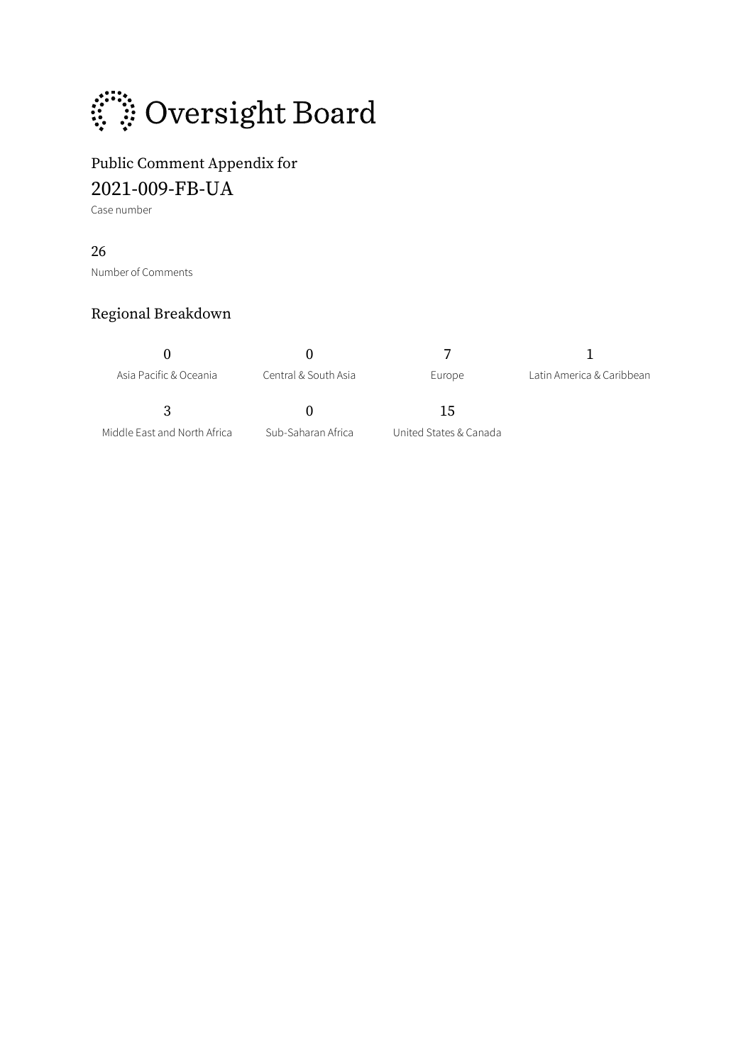# Oversight Board

Public Comment Appendix for

## 2021-009-FB-UA

Case number

26

Number of Comments

### Regional Breakdown

| 0 | 0 | 7 | 1 |
|---|---|---|---|
| Asia Pacific & Oceania | Central & South Asia | Europe | Latin America & Caribbean |
| **3** | **0** | **15** | |
| Middle East and North Africa | Sub-Saharan Africa | United States & Canada | |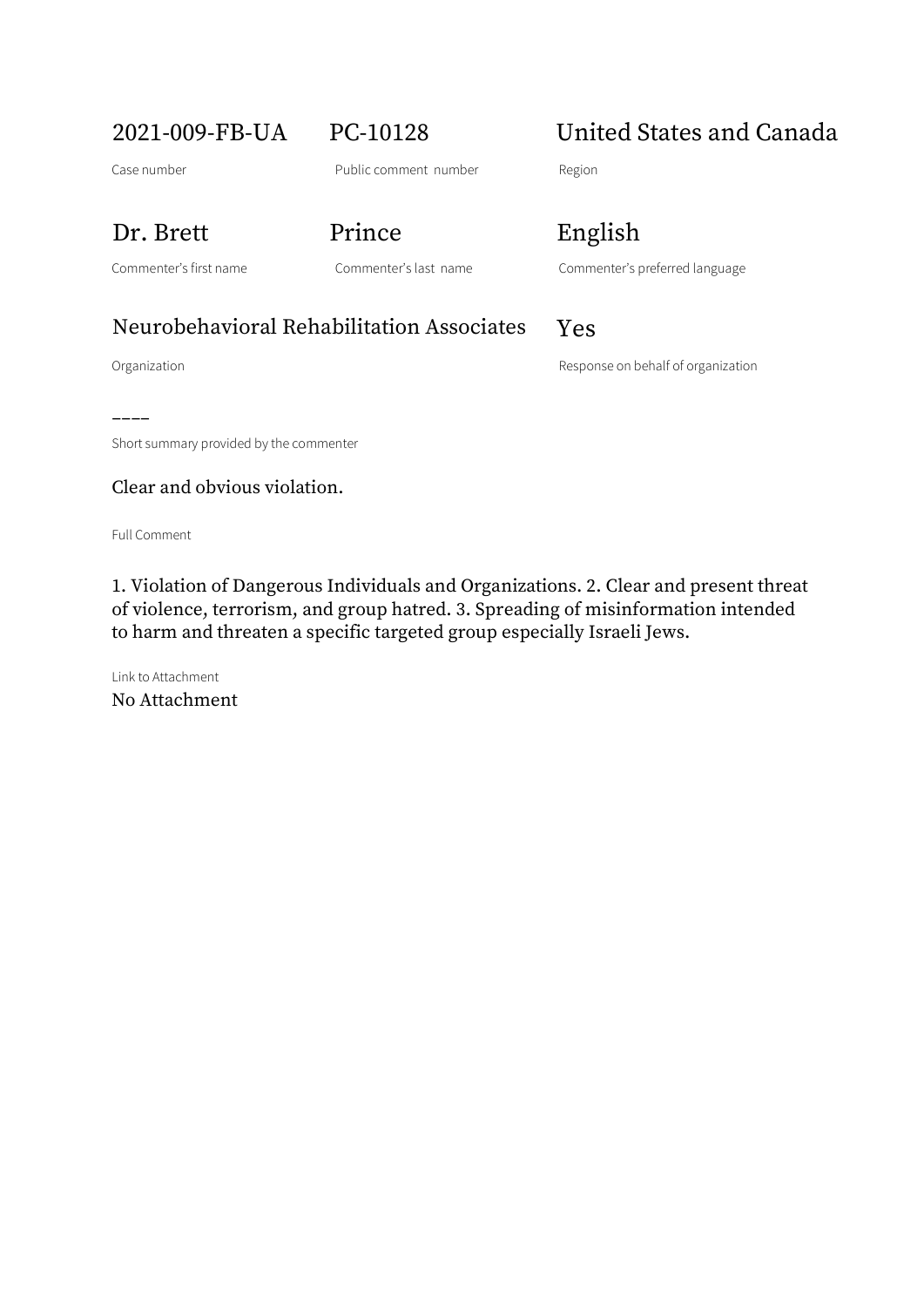2021-009-FB-UA

Case number

PC-10128

Public comment number

United States and Canada

Region

Dr. Brett

Commenter's first name

Prince

Commenter's last name

English

Commenter's preferred language

Neurobehavioral Rehabilitation Associates

Organization

Yes

Response on behalf of organization

––––

Short summary provided by the commenter

Clear and obvious violation.

Full Comment

1. Violation of Dangerous Individuals and Organizations. 2. Clear and present threat of violence, terrorism, and group hatred. 3. Spreading of misinformation intended to harm and threaten a specific targeted group especially Israeli Jews.

Link to Attachment

No Attachment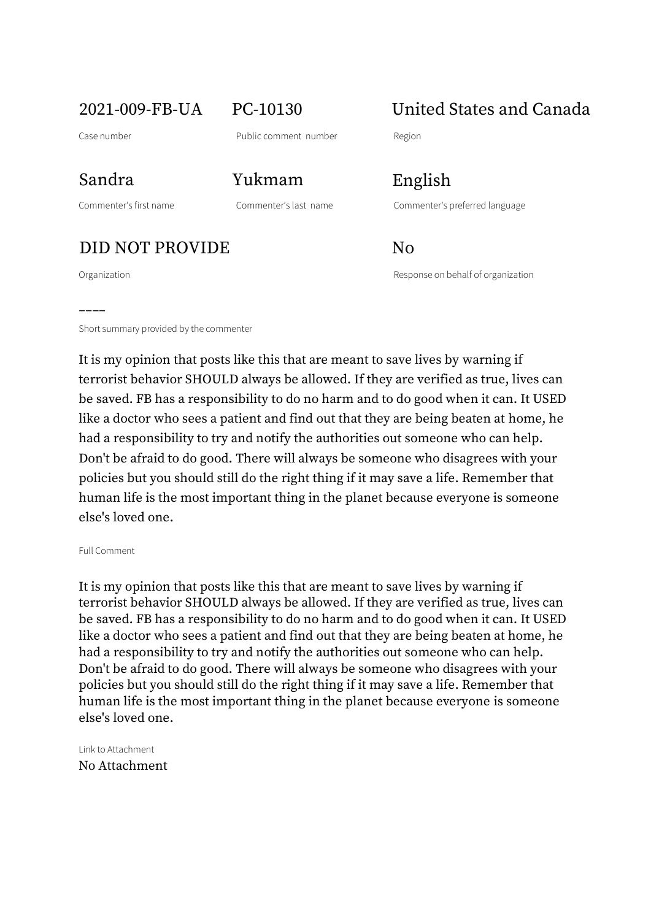| | | |
|---|---|---|
| 2021-009-FB-UA | PC-10130 | United States and Canada |
| Case number | Public comment number | Region |
| Sandra | Yukmam | English |
| Commenter's first name | Commenter's last name | Commenter's preferred language |
| DID NOT PROVIDE | | No |
| Organization | | Response on behalf of organization |

––––

Short summary provided by the commenter

It is my opinion that posts like this that are meant to save lives by warning if terrorist behavior SHOULD always be allowed. If they are verified as true, lives can be saved. FB has a responsibility to do no harm and to do good when it can. It USED like a doctor who sees a patient and find out that they are being beaten at home, he had a responsibility to try and notify the authorities out someone who can help. Don't be afraid to do good. There will always be someone who disagrees with your policies but you should still do the right thing if it may save a life. Remember that human life is the most important thing in the planet because everyone is someone else's loved one.

Full Comment

It is my opinion that posts like this that are meant to save lives by warning if terrorist behavior SHOULD always be allowed. If they are verified as true, lives can be saved. FB has a responsibility to do no harm and to do good when it can. It USED like a doctor who sees a patient and find out that they are being beaten at home, he had a responsibility to try and notify the authorities out someone who can help. Don't be afraid to do good. There will always be someone who disagrees with your policies but you should still do the right thing if it may save a life. Remember that human life is the most important thing in the planet because everyone is someone else's loved one.

Link to Attachment

No Attachment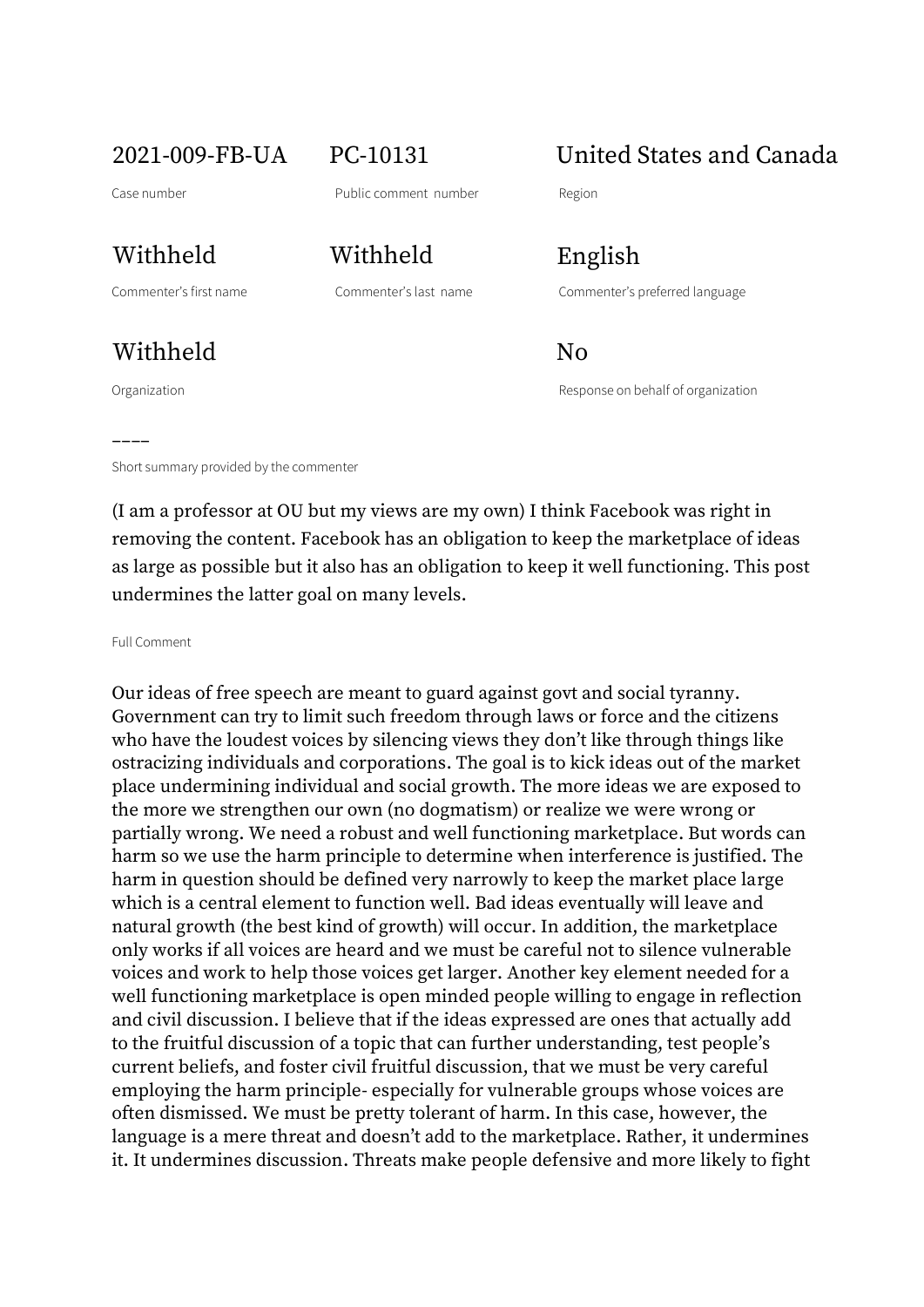| 2021-009-FB-UA | PC-10131 | United States and Canada |
| --- | --- | --- |
| Case number | Public comment number | Region |
| Withheld | Withheld | English |
| Commenter's first name | Commenter's last name | Commenter's preferred language |
| Withheld | | No |
| Organization | | Response on behalf of organization |

----

Short summary provided by the commenter

(I am a professor at OU but my views are my own) I think Facebook was right in removing the content. Facebook has an obligation to keep the marketplace of ideas as large as possible but it also has an obligation to keep it well functioning. This post undermines the latter goal on many levels.

Full Comment

Our ideas of free speech are meant to guard against govt and social tyranny. Government can try to limit such freedom through laws or force and the citizens who have the loudest voices by silencing views they don't like through things like ostracizing individuals and corporations. The goal is to kick ideas out of the market place undermining individual and social growth. The more ideas we are exposed to the more we strengthen our own (no dogmatism) or realize we were wrong or partially wrong. We need a robust and well functioning marketplace. But words can harm so we use the harm principle to determine when interference is justified. The harm in question should be defined very narrowly to keep the market place large which is a central element to function well. Bad ideas eventually will leave and natural growth (the best kind of growth) will occur. In addition, the marketplace only works if all voices are heard and we must be careful not to silence vulnerable voices and work to help those voices get larger. Another key element needed for a well functioning marketplace is open minded people willing to engage in reflection and civil discussion. I believe that if the ideas expressed are ones that actually add to the fruitful discussion of a topic that can further understanding, test people's current beliefs, and foster civil fruitful discussion, that we must be very careful employing the harm principle- especially for vulnerable groups whose voices are often dismissed. We must be pretty tolerant of harm. In this case, however, the language is a mere threat and doesn't add to the marketplace. Rather, it undermines it. It undermines discussion. Threats make people defensive and more likely to fight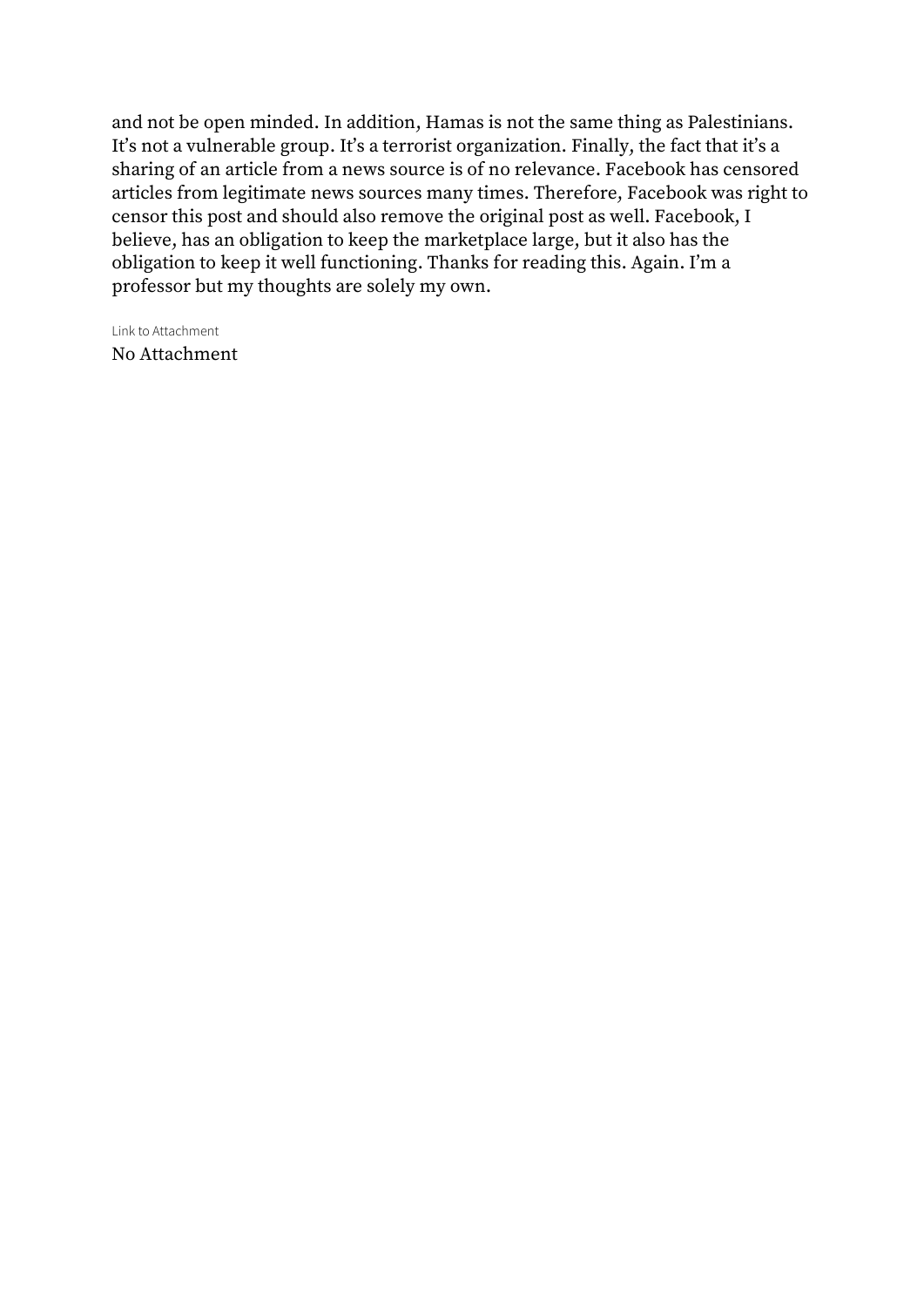and not be open minded. In addition, Hamas is not the same thing as Palestinians. It's not a vulnerable group. It's a terrorist organization. Finally, the fact that it's a sharing of an article from a news source is of no relevance. Facebook has censored articles from legitimate news sources many times. Therefore, Facebook was right to censor this post and should also remove the original post as well. Facebook, I believe, has an obligation to keep the marketplace large, but it also has the obligation to keep it well functioning. Thanks for reading this. Again. I'm a professor but my thoughts are solely my own.

Link to Attachment

No Attachment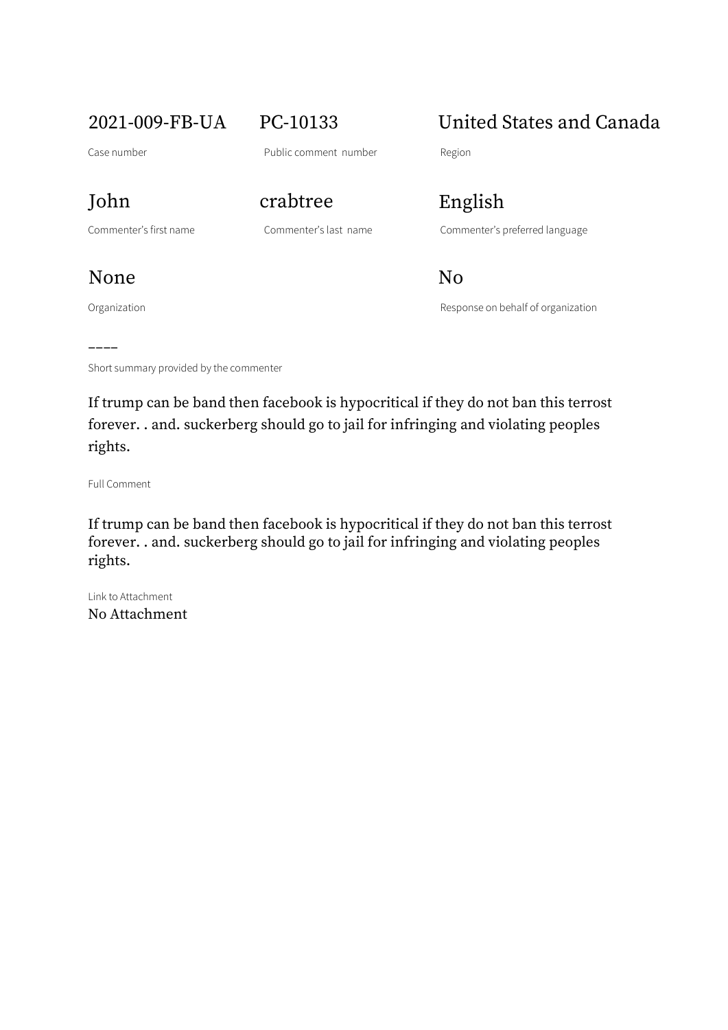| 2021-009-FB-UA | PC-10133 | United States and Canada |
|---|---|---|
| Case number | Public comment number | Region |
| John | crabtree | English |
| Commenter's first name | Commenter's last name | Commenter's preferred language |
| None | | No |
| Organization | | Response on behalf of organization |

––––

Short summary provided by the commenter

If trump can be band then facebook is hypocritical if they do not ban this terrost forever. . and. suckerberg should go to jail for infringing and violating peoples rights.

Full Comment

If trump can be band then facebook is hypocritical if they do not ban this terrost forever. . and. suckerberg should go to jail for infringing and violating peoples rights.

Link to Attachment

No Attachment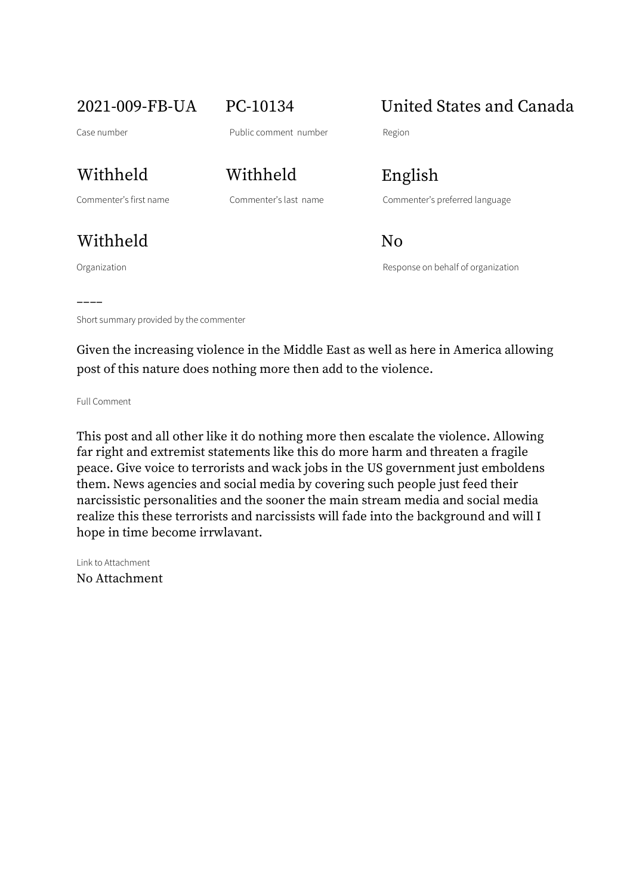| 2021-009-FB-UA | PC-10134 | United States and Canada |
|---|---|---|
| Case number | Public comment number | Region |
| Withheld | Withheld | English |
| Commenter's first name | Commenter's last name | Commenter's preferred language |
| Withheld | | No |
| Organization | | Response on behalf of organization |

––––

Short summary provided by the commenter

Given the increasing violence in the Middle East as well as here in America allowing post of this nature does nothing more then add to the violence.

Full Comment

This post and all other like it do nothing more then escalate the violence. Allowing far right and extremist statements like this do more harm and threaten a fragile peace. Give voice to terrorists and wack jobs in the US government just emboldens them. News agencies and social media by covering such people just feed their narcissistic personalities and the sooner the main stream media and social media realize this these terrorists and narcissists will fade into the background and will I hope in time become irrwlavant.

Link to Attachment

No Attachment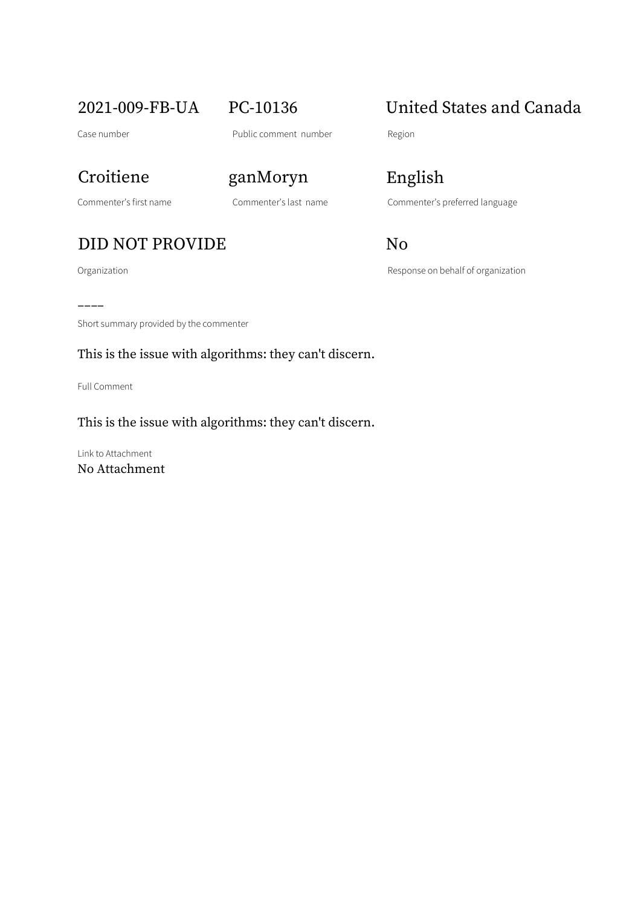2021-009-FB-UA

Case number

PC-10136

Public comment number

United States and Canada

Region

Croitiene

Commenter's first name

ganMoryn

Commenter's last name

English

Commenter's preferred language

DID NOT PROVIDE

Organization

No

Response on behalf of organization

––––

Short summary provided by the commenter

This is the issue with algorithms: they can't discern.

Full Comment

This is the issue with algorithms: they can't discern.

Link to Attachment

No Attachment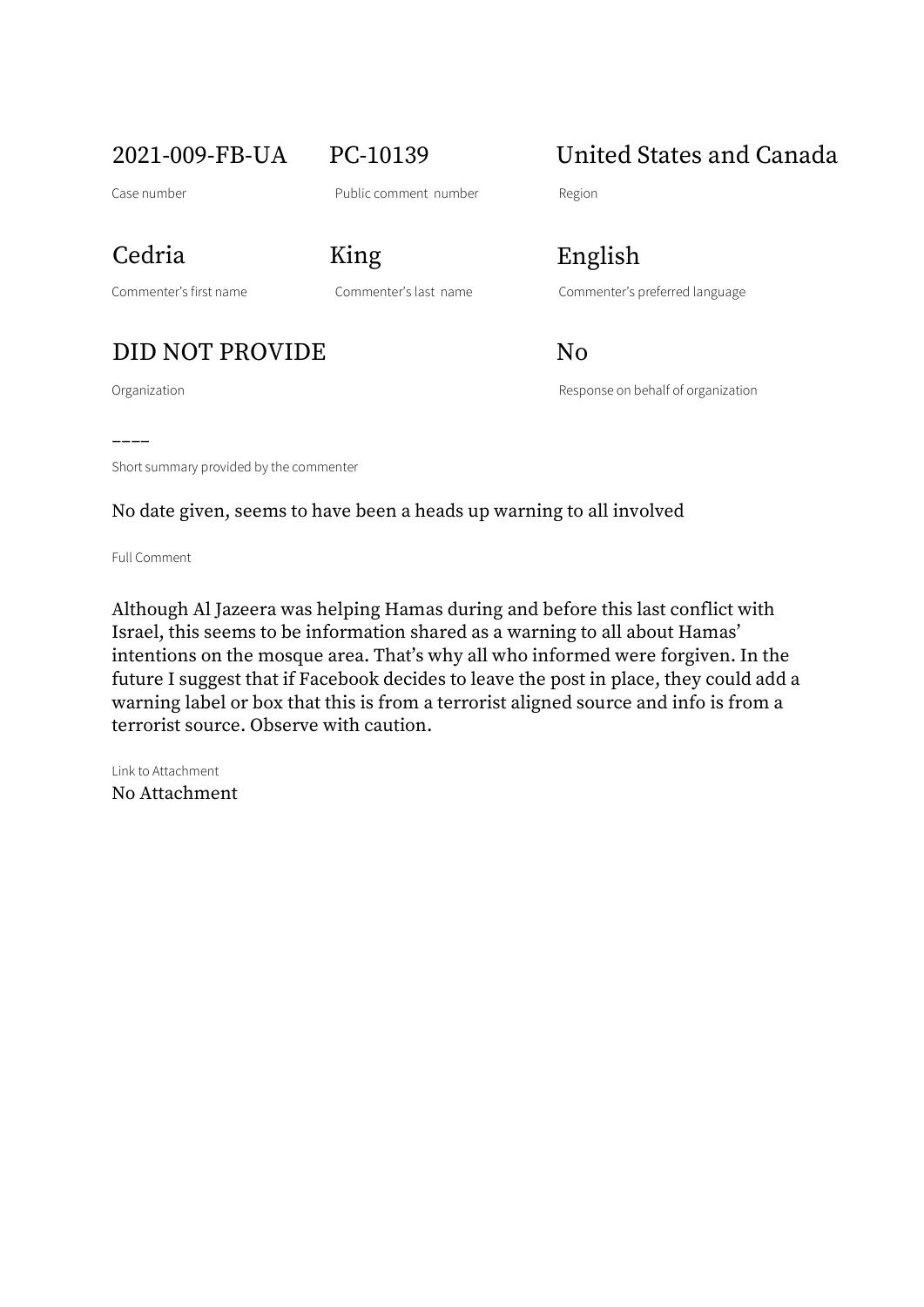2021-009-FB-UA

Case number

PC-10139

Public comment number

United States and Canada

Region

Cedria

Commenter's first name

King

Commenter's last name

English

Commenter's preferred language

DID NOT PROVIDE

Organization

No

Response on behalf of organization

----

Short summary provided by the commenter

No date given, seems to have been a heads up warning to all involved

Full Comment

Although Al Jazeera was helping Hamas during and before this last conflict with Israel, this seems to be information shared as a warning to all about Hamas' intentions on the mosque area. That's why all who informed were forgiven. In the future I suggest that if Facebook decides to leave the post in place, they could add a warning label or box that this is from a terrorist aligned source and info is from a terrorist source. Observe with caution.

Link to Attachment

No Attachment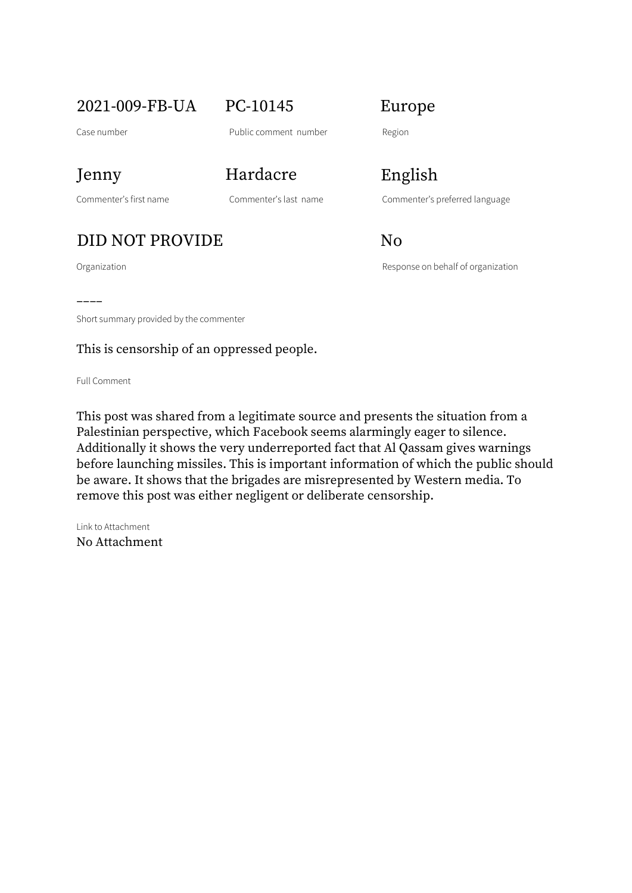2021-009-FB-UA

Case number

PC-10145

Public comment number

Europe

Region

Jenny

Commenter's first name

Hardacre

Commenter's last name

English

Commenter's preferred language

DID NOT PROVIDE

Organization

No

Response on behalf of organization

––––

Short summary provided by the commenter

This is censorship of an oppressed people.

Full Comment

This post was shared from a legitimate source and presents the situation from a Palestinian perspective, which Facebook seems alarmingly eager to silence. Additionally it shows the very underreported fact that Al Qassam gives warnings before launching missiles. This is important information of which the public should be aware. It shows that the brigades are misrepresented by Western media. To remove this post was either negligent or deliberate censorship.

Link to Attachment

No Attachment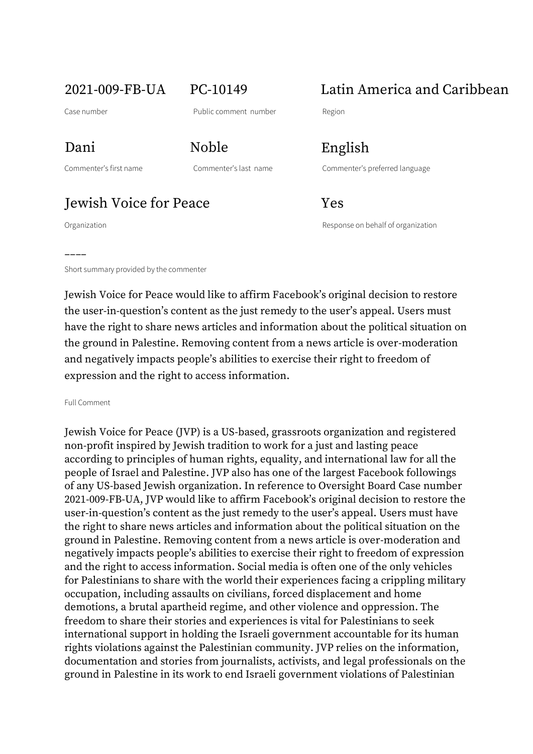2021-009-FB-UA

Case number

PC-10149

Public comment number

Latin America and Caribbean

Region

Dani

Commenter's first name

Noble

Commenter's last name

English

Commenter's preferred language

Jewish Voice for Peace

Organization

Yes

Response on behalf of organization

----

Short summary provided by the commenter

Jewish Voice for Peace would like to affirm Facebook's original decision to restore the user-in-question's content as the just remedy to the user's appeal. Users must have the right to share news articles and information about the political situation on the ground in Palestine. Removing content from a news article is over-moderation and negatively impacts people's abilities to exercise their right to freedom of expression and the right to access information.

Full Comment

Jewish Voice for Peace (JVP) is a US-based, grassroots organization and registered non-profit inspired by Jewish tradition to work for a just and lasting peace according to principles of human rights, equality, and international law for all the people of Israel and Palestine. JVP also has one of the largest Facebook followings of any US-based Jewish organization. In reference to Oversight Board Case number 2021-009-FB-UA, JVP would like to affirm Facebook's original decision to restore the user-in-question's content as the just remedy to the user's appeal. Users must have the right to share news articles and information about the political situation on the ground in Palestine. Removing content from a news article is over-moderation and negatively impacts people's abilities to exercise their right to freedom of expression and the right to access information. Social media is often one of the only vehicles for Palestinians to share with the world their experiences facing a crippling military occupation, including assaults on civilians, forced displacement and home demotions, a brutal apartheid regime, and other violence and oppression. The freedom to share their stories and experiences is vital for Palestinians to seek international support in holding the Israeli government accountable for its human rights violations against the Palestinian community. JVP relies on the information, documentation and stories from journalists, activists, and legal professionals on the ground in Palestine in its work to end Israeli government violations of Palestinian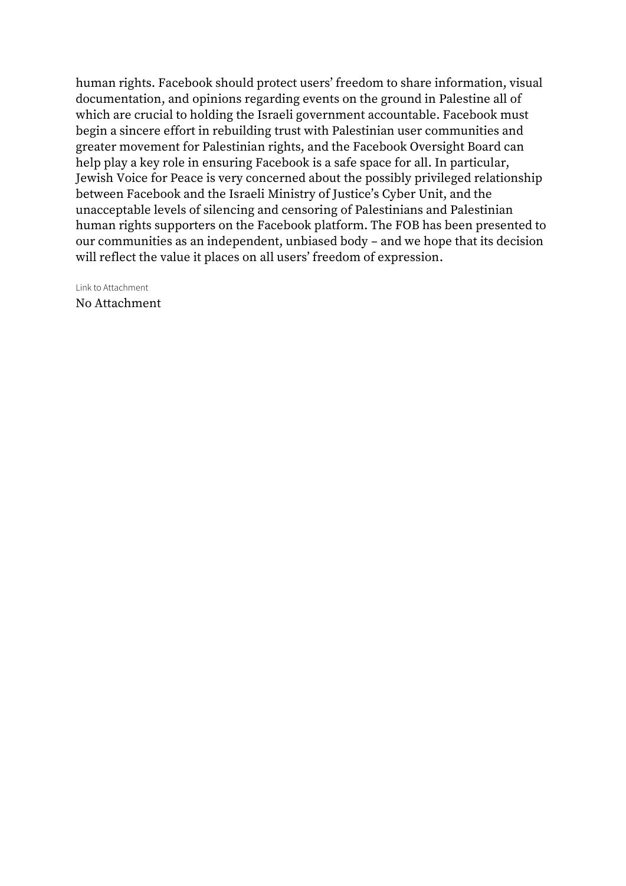human rights. Facebook should protect users' freedom to share information, visual documentation, and opinions regarding events on the ground in Palestine all of which are crucial to holding the Israeli government accountable. Facebook must begin a sincere effort in rebuilding trust with Palestinian user communities and greater movement for Palestinian rights, and the Facebook Oversight Board can help play a key role in ensuring Facebook is a safe space for all. In particular, Jewish Voice for Peace is very concerned about the possibly privileged relationship between Facebook and the Israeli Ministry of Justice's Cyber Unit, and the unacceptable levels of silencing and censoring of Palestinians and Palestinian human rights supporters on the Facebook platform. The FOB has been presented to our communities as an independent, unbiased body – and we hope that its decision will reflect the value it places on all users' freedom of expression.

Link to Attachment

No Attachment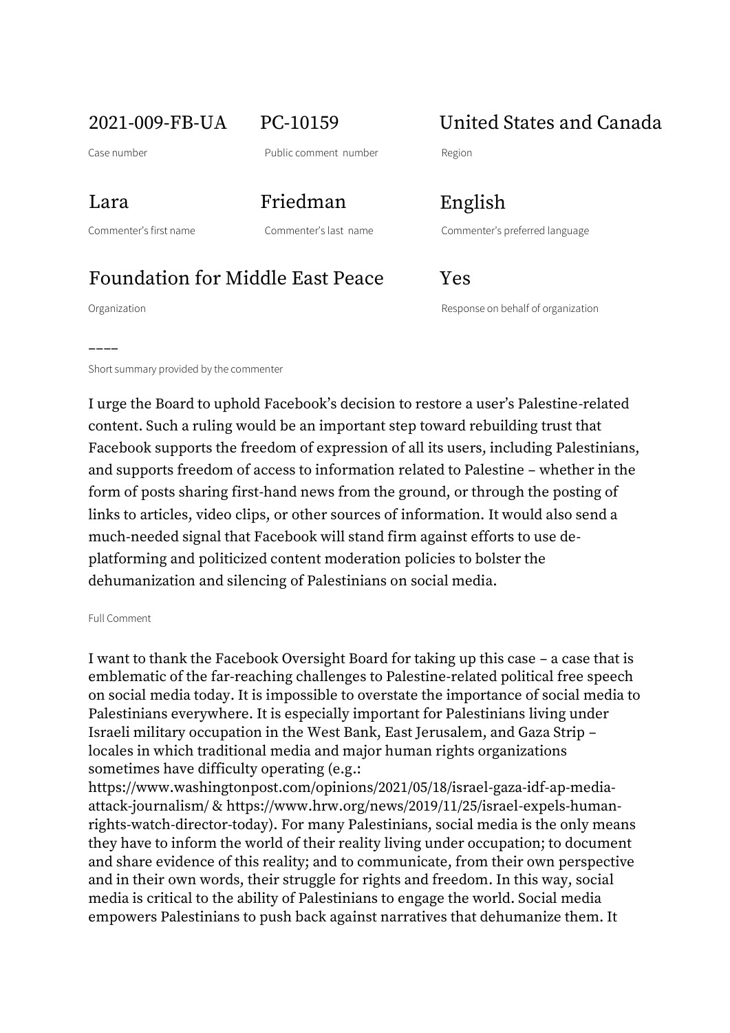| 2021-009-FB-UA | PC-10159 | United States and Canada |
|---|---|---|
| Case number | Public comment number | Region |
| **Lara** | **Friedman** | **English** |
| Commenter's first name | Commenter's last name | Commenter's preferred language |
| **Foundation for Middle East Peace** | | **Yes** |
| Organization | | Response on behalf of organization |

––––

Short summary provided by the commenter

I urge the Board to uphold Facebook's decision to restore a user's Palestine-related content. Such a ruling would be an important step toward rebuilding trust that Facebook supports the freedom of expression of all its users, including Palestinians, and supports freedom of access to information related to Palestine – whether in the form of posts sharing first-hand news from the ground, or through the posting of links to articles, video clips, or other sources of information. It would also send a much-needed signal that Facebook will stand firm against efforts to use de-platforming and politicized content moderation policies to bolster the dehumanization and silencing of Palestinians on social media.

Full Comment

I want to thank the Facebook Oversight Board for taking up this case – a case that is emblematic of the far-reaching challenges to Palestine-related political free speech on social media today. It is impossible to overstate the importance of social media to Palestinians everywhere. It is especially important for Palestinians living under Israeli military occupation in the West Bank, East Jerusalem, and Gaza Strip – locales in which traditional media and major human rights organizations sometimes have difficulty operating (e.g.: https://www.washingtonpost.com/opinions/2021/05/18/israel-gaza-idf-ap-media-attack-journalism/ & https://www.hrw.org/news/2019/11/25/israel-expels-human-rights-watch-director-today). For many Palestinians, social media is the only means they have to inform the world of their reality living under occupation; to document and share evidence of this reality; and to communicate, from their own perspective and in their own words, their struggle for rights and freedom. In this way, social media is critical to the ability of Palestinians to engage the world. Social media empowers Palestinians to push back against narratives that dehumanize them. It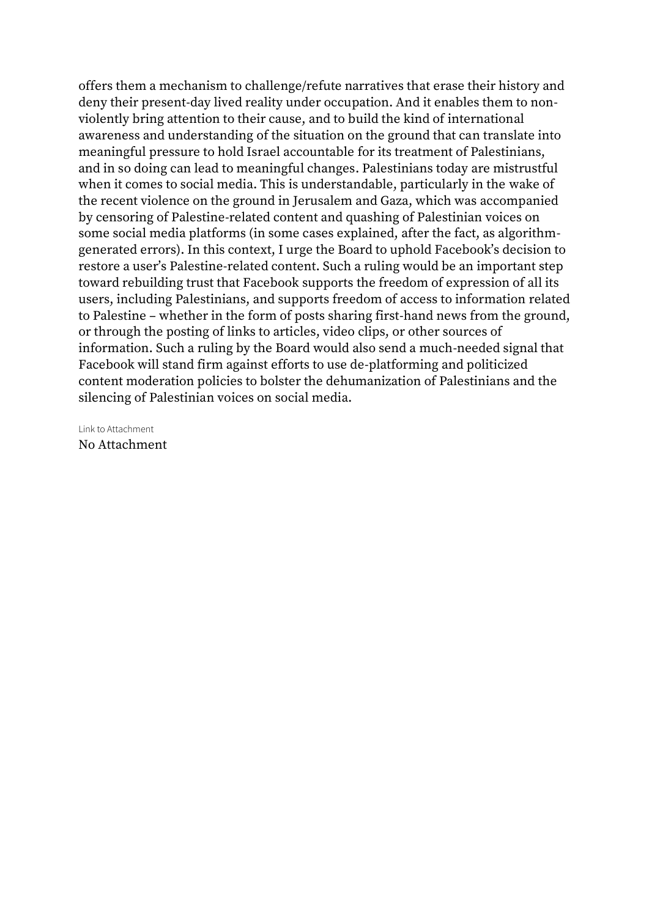offers them a mechanism to challenge/refute narratives that erase their history and deny their present-day lived reality under occupation. And it enables them to non-violently bring attention to their cause, and to build the kind of international awareness and understanding of the situation on the ground that can translate into meaningful pressure to hold Israel accountable for its treatment of Palestinians, and in so doing can lead to meaningful changes. Palestinians today are mistrustful when it comes to social media. This is understandable, particularly in the wake of the recent violence on the ground in Jerusalem and Gaza, which was accompanied by censoring of Palestine-related content and quashing of Palestinian voices on some social media platforms (in some cases explained, after the fact, as algorithm-generated errors). In this context, I urge the Board to uphold Facebook's decision to restore a user's Palestine-related content. Such a ruling would be an important step toward rebuilding trust that Facebook supports the freedom of expression of all its users, including Palestinians, and supports freedom of access to information related to Palestine – whether in the form of posts sharing first-hand news from the ground, or through the posting of links to articles, video clips, or other sources of information. Such a ruling by the Board would also send a much-needed signal that Facebook will stand firm against efforts to use de-platforming and politicized content moderation policies to bolster the dehumanization of Palestinians and the silencing of Palestinian voices on social media.

Link to Attachment

No Attachment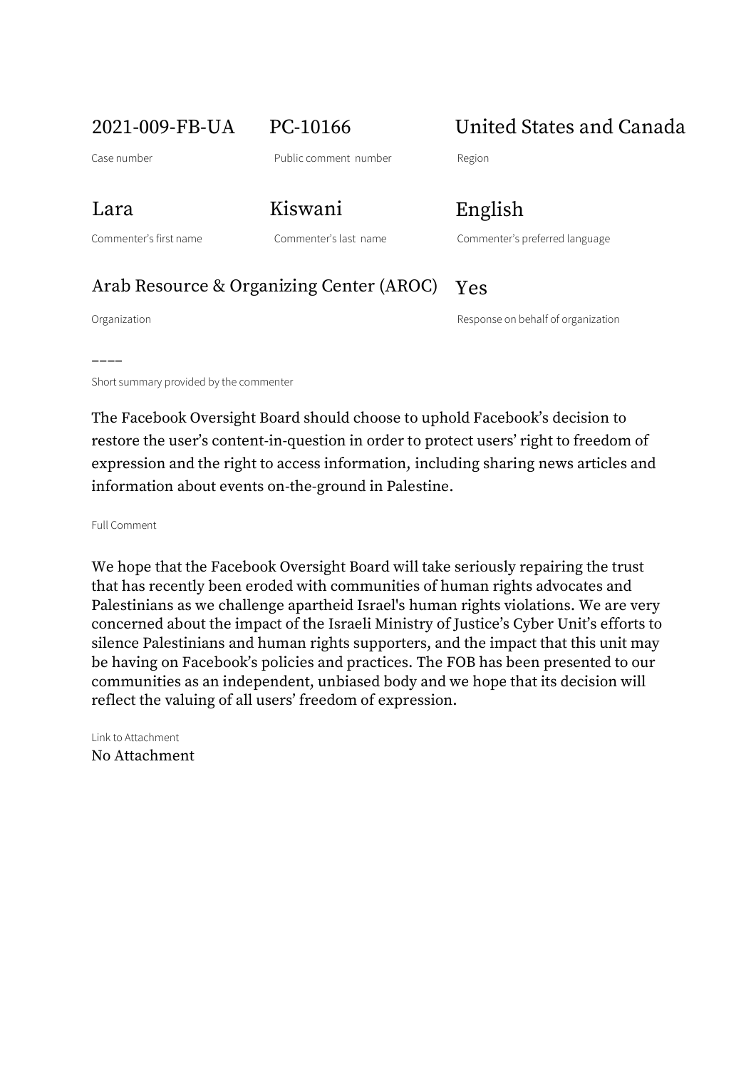2021-009-FB-UA

Case number

PC-10166

Public comment number

United States and Canada

Region

Lara

Commenter's first name

Kiswani

Commenter's last name

English

Commenter's preferred language

Arab Resource & Organizing Center (AROC)

Organization

Yes

Response on behalf of organization

––––

Short summary provided by the commenter

The Facebook Oversight Board should choose to uphold Facebook's decision to restore the user's content-in-question in order to protect users' right to freedom of expression and the right to access information, including sharing news articles and information about events on-the-ground in Palestine.

Full Comment

We hope that the Facebook Oversight Board will take seriously repairing the trust that has recently been eroded with communities of human rights advocates and Palestinians as we challenge apartheid Israel's human rights violations. We are very concerned about the impact of the Israeli Ministry of Justice's Cyber Unit's efforts to silence Palestinians and human rights supporters, and the impact that this unit may be having on Facebook's policies and practices. The FOB has been presented to our communities as an independent, unbiased body and we hope that its decision will reflect the valuing of all users' freedom of expression.

Link to Attachment

No Attachment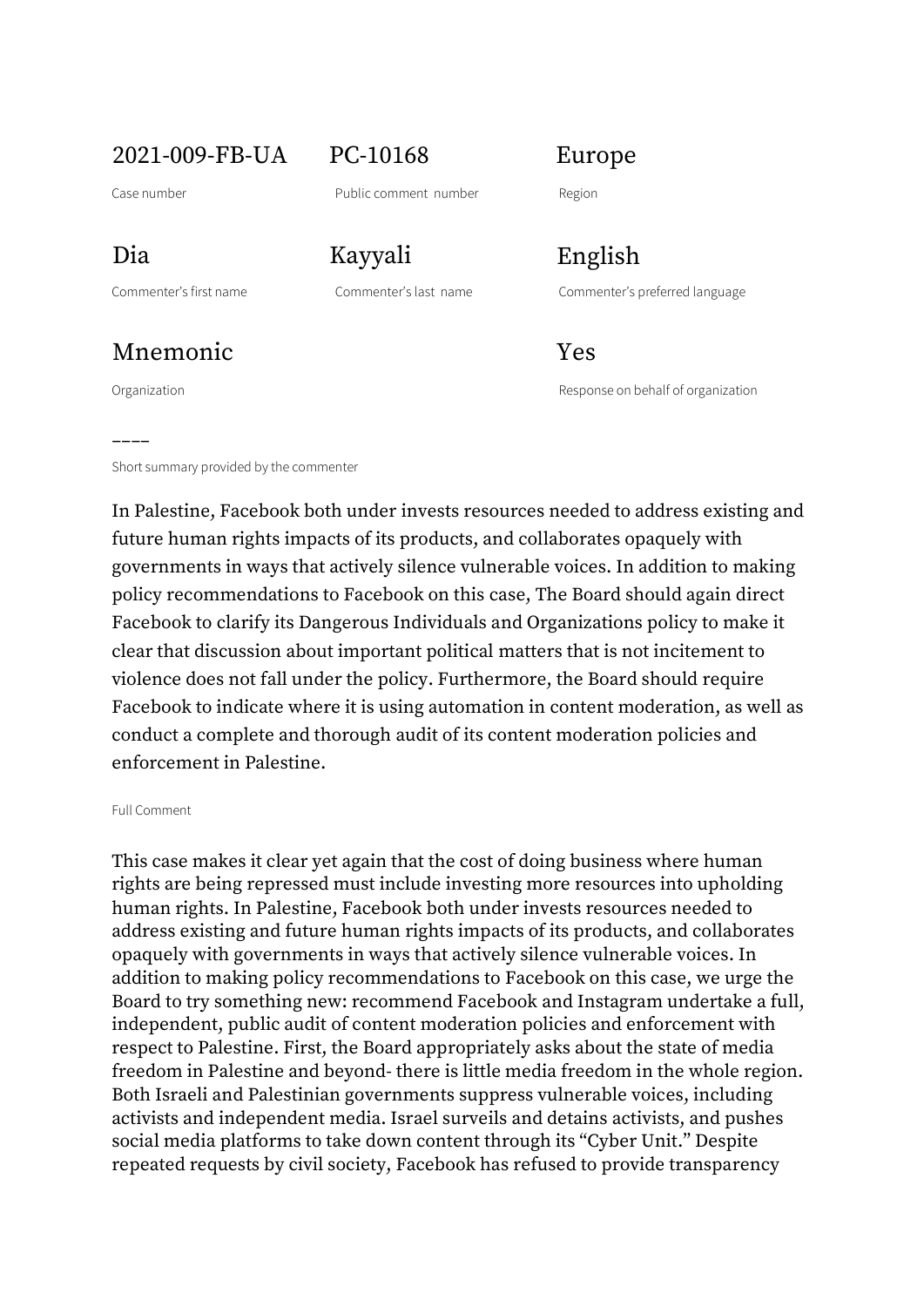2021-009-FB-UA

Case number

PC-10168

Public comment number

Europe

Region

Dia

Commenter's first name

Kayyali

Commenter's last name

English

Commenter's preferred language

Mnemonic

Organization

Yes

Response on behalf of organization

----

Short summary provided by the commenter

In Palestine, Facebook both under invests resources needed to address existing and future human rights impacts of its products, and collaborates opaquely with governments in ways that actively silence vulnerable voices. In addition to making policy recommendations to Facebook on this case, The Board should again direct Facebook to clarify its Dangerous Individuals and Organizations policy to make it clear that discussion about important political matters that is not incitement to violence does not fall under the policy. Furthermore, the Board should require Facebook to indicate where it is using automation in content moderation, as well as conduct a complete and thorough audit of its content moderation policies and enforcement in Palestine.

Full Comment

This case makes it clear yet again that the cost of doing business where human rights are being repressed must include investing more resources into upholding human rights. In Palestine, Facebook both under invests resources needed to address existing and future human rights impacts of its products, and collaborates opaquely with governments in ways that actively silence vulnerable voices. In addition to making policy recommendations to Facebook on this case, we urge the Board to try something new: recommend Facebook and Instagram undertake a full, independent, public audit of content moderation policies and enforcement with respect to Palestine. First, the Board appropriately asks about the state of media freedom in Palestine and beyond- there is little media freedom in the whole region. Both Israeli and Palestinian governments suppress vulnerable voices, including activists and independent media. Israel surveils and detains activists, and pushes social media platforms to take down content through its "Cyber Unit." Despite repeated requests by civil society, Facebook has refused to provide transparency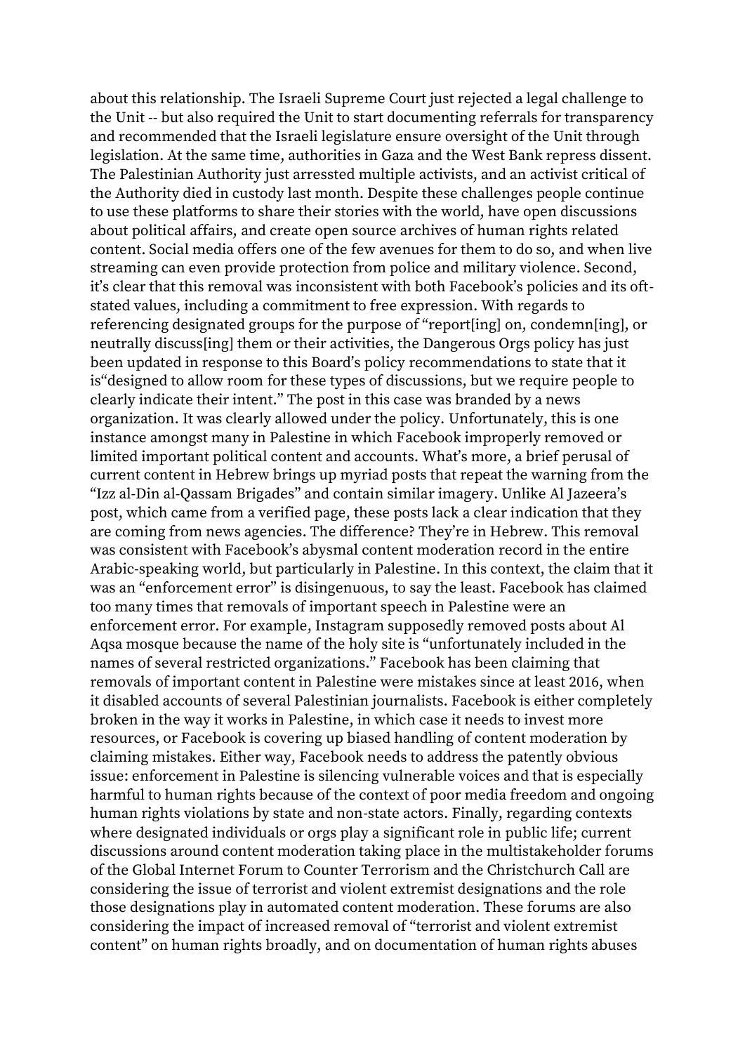about this relationship. The Israeli Supreme Court just rejected a legal challenge to the Unit -- but also required the Unit to start documenting referrals for transparency and recommended that the Israeli legislature ensure oversight of the Unit through legislation. At the same time, authorities in Gaza and the West Bank repress dissent. The Palestinian Authority just arressted multiple activists, and an activist critical of the Authority died in custody last month. Despite these challenges people continue to use these platforms to share their stories with the world, have open discussions about political affairs, and create open source archives of human rights related content. Social media offers one of the few avenues for them to do so, and when live streaming can even provide protection from police and military violence. Second, it's clear that this removal was inconsistent with both Facebook's policies and its oft-stated values, including a commitment to free expression. With regards to referencing designated groups for the purpose of "report[ing] on, condemn[ing], or neutrally discuss[ing] them or their activities, the Dangerous Orgs policy has just been updated in response to this Board's policy recommendations to state that it is"designed to allow room for these types of discussions, but we require people to clearly indicate their intent." The post in this case was branded by a news organization. It was clearly allowed under the policy. Unfortunately, this is one instance amongst many in Palestine in which Facebook improperly removed or limited important political content and accounts. What's more, a brief perusal of current content in Hebrew brings up myriad posts that repeat the warning from the "Izz al-Din al-Qassam Brigades" and contain similar imagery. Unlike Al Jazeera's post, which came from a verified page, these posts lack a clear indication that they are coming from news agencies. The difference? They're in Hebrew. This removal was consistent with Facebook's abysmal content moderation record in the entire Arabic-speaking world, but particularly in Palestine. In this context, the claim that it was an "enforcement error" is disingenuous, to say the least. Facebook has claimed too many times that removals of important speech in Palestine were an enforcement error. For example, Instagram supposedly removed posts about Al Aqsa mosque because the name of the holy site is "unfortunately included in the names of several restricted organizations." Facebook has been claiming that removals of important content in Palestine were mistakes since at least 2016, when it disabled accounts of several Palestinian journalists. Facebook is either completely broken in the way it works in Palestine, in which case it needs to invest more resources, or Facebook is covering up biased handling of content moderation by claiming mistakes. Either way, Facebook needs to address the patently obvious issue: enforcement in Palestine is silencing vulnerable voices and that is especially harmful to human rights because of the context of poor media freedom and ongoing human rights violations by state and non-state actors. Finally, regarding contexts where designated individuals or orgs play a significant role in public life; current discussions around content moderation taking place in the multistakeholder forums of the Global Internet Forum to Counter Terrorism and the Christchurch Call are considering the issue of terrorist and violent extremist designations and the role those designations play in automated content moderation. These forums are also considering the impact of increased removal of "terrorist and violent extremist content" on human rights broadly, and on documentation of human rights abuses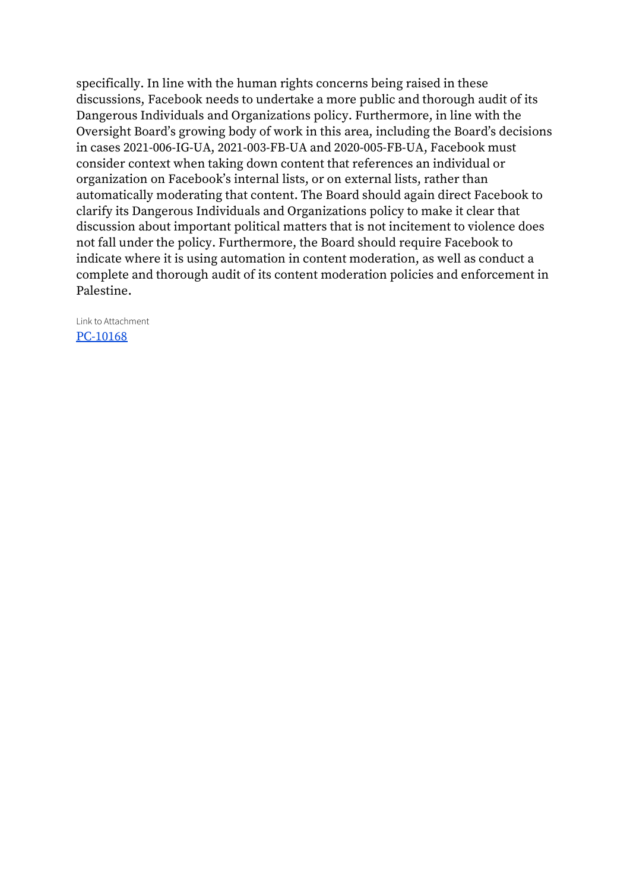specifically. In line with the human rights concerns being raised in these discussions, Facebook needs to undertake a more public and thorough audit of its Dangerous Individuals and Organizations policy. Furthermore, in line with the Oversight Board's growing body of work in this area, including the Board's decisions in cases 2021-006-IG-UA, 2021-003-FB-UA and 2020-005-FB-UA, Facebook must consider context when taking down content that references an individual or organization on Facebook's internal lists, or on external lists, rather than automatically moderating that content. The Board should again direct Facebook to clarify its Dangerous Individuals and Organizations policy to make it clear that discussion about important political matters that is not incitement to violence does not fall under the policy. Furthermore, the Board should require Facebook to indicate where it is using automation in content moderation, as well as conduct a complete and thorough audit of its content moderation policies and enforcement in Palestine.

Link to Attachment
PC-10168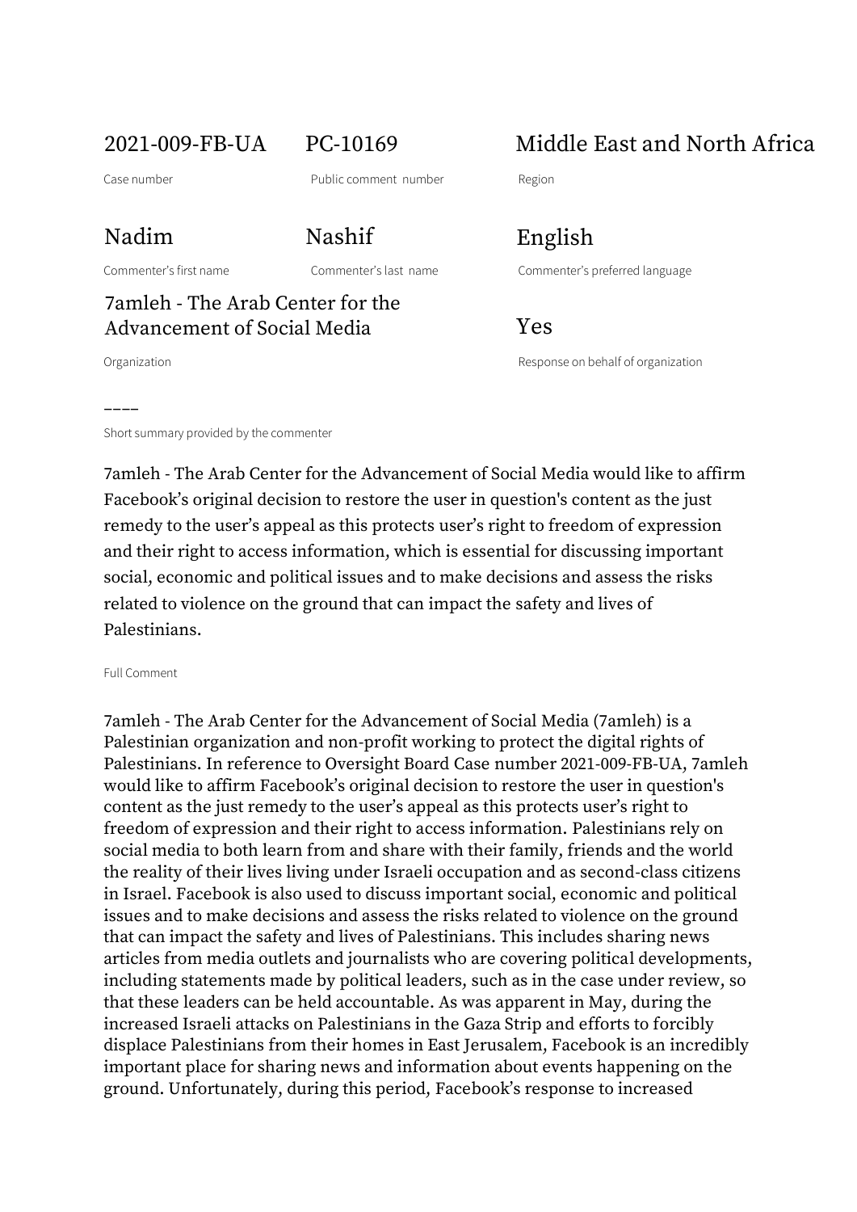2021-009-FB-UA

Case number

PC-10169

Public comment number

Middle East and North Africa

Region

Nadim

Commenter's first name

Nashif

Commenter's last name

English

Commenter's preferred language

7amleh - The Arab Center for the Advancement of Social Media

Organization

Yes

Response on behalf of organization

––––

Short summary provided by the commenter

7amleh - The Arab Center for the Advancement of Social Media would like to affirm Facebook's original decision to restore the user in question's content as the just remedy to the user's appeal as this protects user's right to freedom of expression and their right to access information, which is essential for discussing important social, economic and political issues and to make decisions and assess the risks related to violence on the ground that can impact the safety and lives of Palestinians.

Full Comment

7amleh - The Arab Center for the Advancement of Social Media (7amleh) is a Palestinian organization and non-profit working to protect the digital rights of Palestinians. In reference to Oversight Board Case number 2021-009-FB-UA, 7amleh would like to affirm Facebook's original decision to restore the user in question's content as the just remedy to the user's appeal as this protects user's right to freedom of expression and their right to access information. Palestinians rely on social media to both learn from and share with their family, friends and the world the reality of their lives living under Israeli occupation and as second-class citizens in Israel. Facebook is also used to discuss important social, economic and political issues and to make decisions and assess the risks related to violence on the ground that can impact the safety and lives of Palestinians. This includes sharing news articles from media outlets and journalists who are covering political developments, including statements made by political leaders, such as in the case under review, so that these leaders can be held accountable. As was apparent in May, during the increased Israeli attacks on Palestinians in the Gaza Strip and efforts to forcibly displace Palestinians from their homes in East Jerusalem, Facebook is an incredibly important place for sharing news and information about events happening on the ground. Unfortunately, during this period, Facebook's response to increased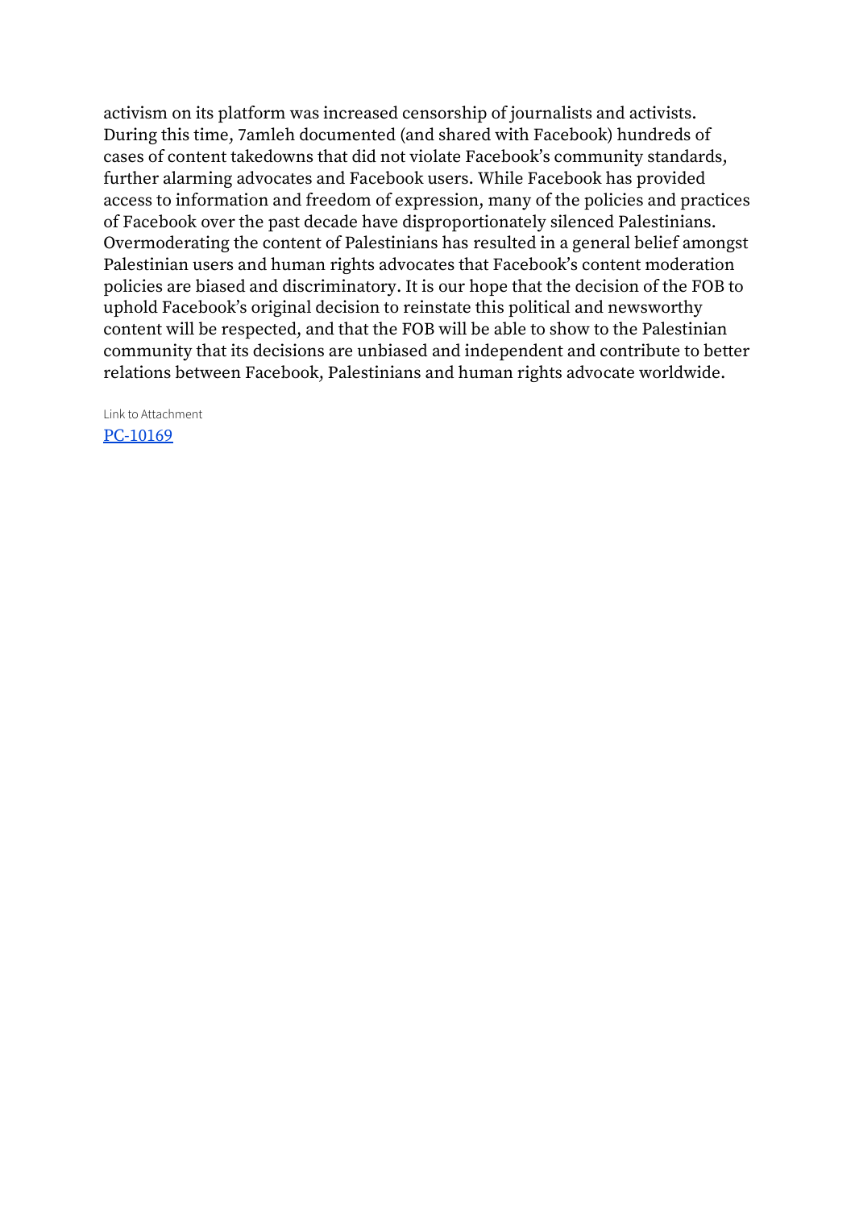activism on its platform was increased censorship of journalists and activists. During this time, 7amleh documented (and shared with Facebook) hundreds of cases of content takedowns that did not violate Facebook's community standards, further alarming advocates and Facebook users. While Facebook has provided access to information and freedom of expression, many of the policies and practices of Facebook over the past decade have disproportionately silenced Palestinians. Overmoderating the content of Palestinians has resulted in a general belief amongst Palestinian users and human rights advocates that Facebook's content moderation policies are biased and discriminatory. It is our hope that the decision of the FOB to uphold Facebook's original decision to reinstate this political and newsworthy content will be respected, and that the FOB will be able to show to the Palestinian community that its decisions are unbiased and independent and contribute to better relations between Facebook, Palestinians and human rights advocate worldwide.

Link to Attachment

PC-10169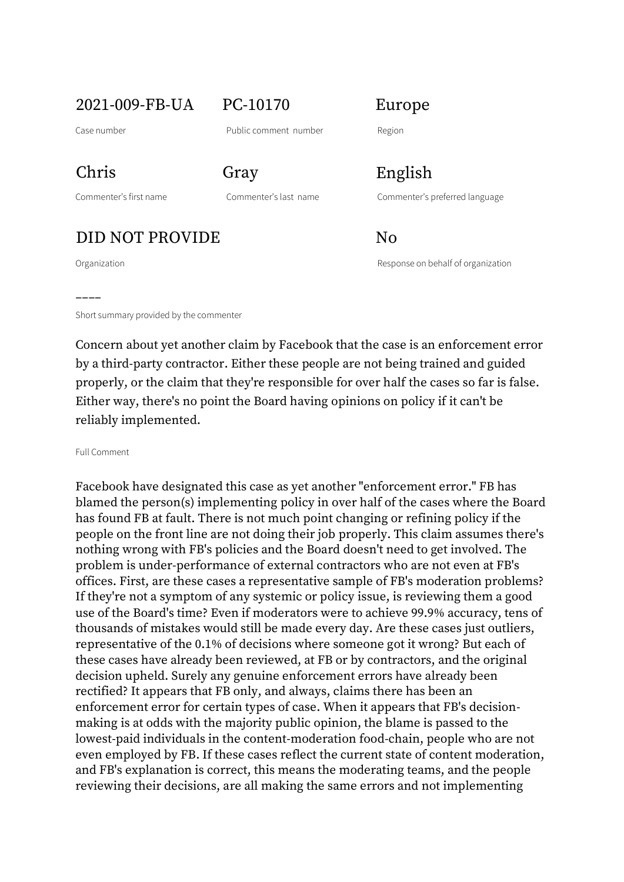| 2021-009-FB-UA | PC-10170 | Europe |
|---|---|---|
| Case number | Public comment number | Region |
| Chris | Gray | English |
| Commenter's first name | Commenter's last name | Commenter's preferred language |
| DID NOT PROVIDE | | No |
| Organization | | Response on behalf of organization |

----

Short summary provided by the commenter

Concern about yet another claim by Facebook that the case is an enforcement error by a third-party contractor. Either these people are not being trained and guided properly, or the claim that they're responsible for over half the cases so far is false. Either way, there's no point the Board having opinions on policy if it can't be reliably implemented.

Full Comment

Facebook have designated this case as yet another "enforcement error." FB has blamed the person(s) implementing policy in over half of the cases where the Board has found FB at fault. There is not much point changing or refining policy if the people on the front line are not doing their job properly. This claim assumes there's nothing wrong with FB's policies and the Board doesn't need to get involved. The problem is under-performance of external contractors who are not even at FB's offices. First, are these cases a representative sample of FB's moderation problems? If they're not a symptom of any systemic or policy issue, is reviewing them a good use of the Board's time? Even if moderators were to achieve 99.9% accuracy, tens of thousands of mistakes would still be made every day. Are these cases just outliers, representative of the 0.1% of decisions where someone got it wrong? But each of these cases have already been reviewed, at FB or by contractors, and the original decision upheld. Surely any genuine enforcement errors have already been rectified? It appears that FB only, and always, claims there has been an enforcement error for certain types of case. When it appears that FB's decision-making is at odds with the majority public opinion, the blame is passed to the lowest-paid individuals in the content-moderation food-chain, people who are not even employed by FB. If these cases reflect the current state of content moderation, and FB's explanation is correct, this means the moderating teams, and the people reviewing their decisions, are all making the same errors and not implementing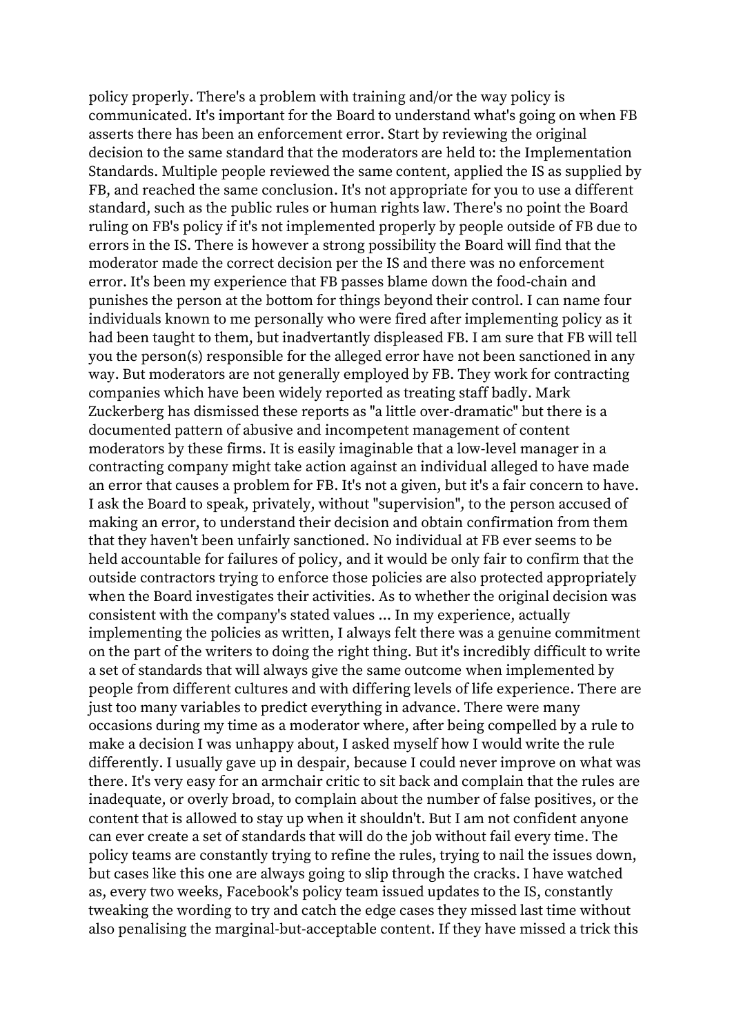policy properly. There's a problem with training and/or the way policy is communicated. It's important for the Board to understand what's going on when FB asserts there has been an enforcement error. Start by reviewing the original decision to the same standard that the moderators are held to: the Implementation Standards. Multiple people reviewed the same content, applied the IS as supplied by FB, and reached the same conclusion. It's not appropriate for you to use a different standard, such as the public rules or human rights law. There's no point the Board ruling on FB's policy if it's not implemented properly by people outside of FB due to errors in the IS. There is however a strong possibility the Board will find that the moderator made the correct decision per the IS and there was no enforcement error. It's been my experience that FB passes blame down the food-chain and punishes the person at the bottom for things beyond their control. I can name four individuals known to me personally who were fired after implementing policy as it had been taught to them, but inadvertantly displeased FB. I am sure that FB will tell you the person(s) responsible for the alleged error have not been sanctioned in any way. But moderators are not generally employed by FB. They work for contracting companies which have been widely reported as treating staff badly. Mark Zuckerberg has dismissed these reports as "a little over-dramatic" but there is a documented pattern of abusive and incompetent management of content moderators by these firms. It is easily imaginable that a low-level manager in a contracting company might take action against an individual alleged to have made an error that causes a problem for FB. It's not a given, but it's a fair concern to have. I ask the Board to speak, privately, without "supervision", to the person accused of making an error, to understand their decision and obtain confirmation from them that they haven't been unfairly sanctioned. No individual at FB ever seems to be held accountable for failures of policy, and it would be only fair to confirm that the outside contractors trying to enforce those policies are also protected appropriately when the Board investigates their activities. As to whether the original decision was consistent with the company's stated values ... In my experience, actually implementing the policies as written, I always felt there was a genuine commitment on the part of the writers to doing the right thing. But it's incredibly difficult to write a set of standards that will always give the same outcome when implemented by people from different cultures and with differing levels of life experience. There are just too many variables to predict everything in advance. There were many occasions during my time as a moderator where, after being compelled by a rule to make a decision I was unhappy about, I asked myself how I would write the rule differently. I usually gave up in despair, because I could never improve on what was there. It's very easy for an armchair critic to sit back and complain that the rules are inadequate, or overly broad, to complain about the number of false positives, or the content that is allowed to stay up when it shouldn't. But I am not confident anyone can ever create a set of standards that will do the job without fail every time. The policy teams are constantly trying to refine the rules, trying to nail the issues down, but cases like this one are always going to slip through the cracks. I have watched as, every two weeks, Facebook's policy team issued updates to the IS, constantly tweaking the wording to try and catch the edge cases they missed last time without also penalising the marginal-but-acceptable content. If they have missed a trick this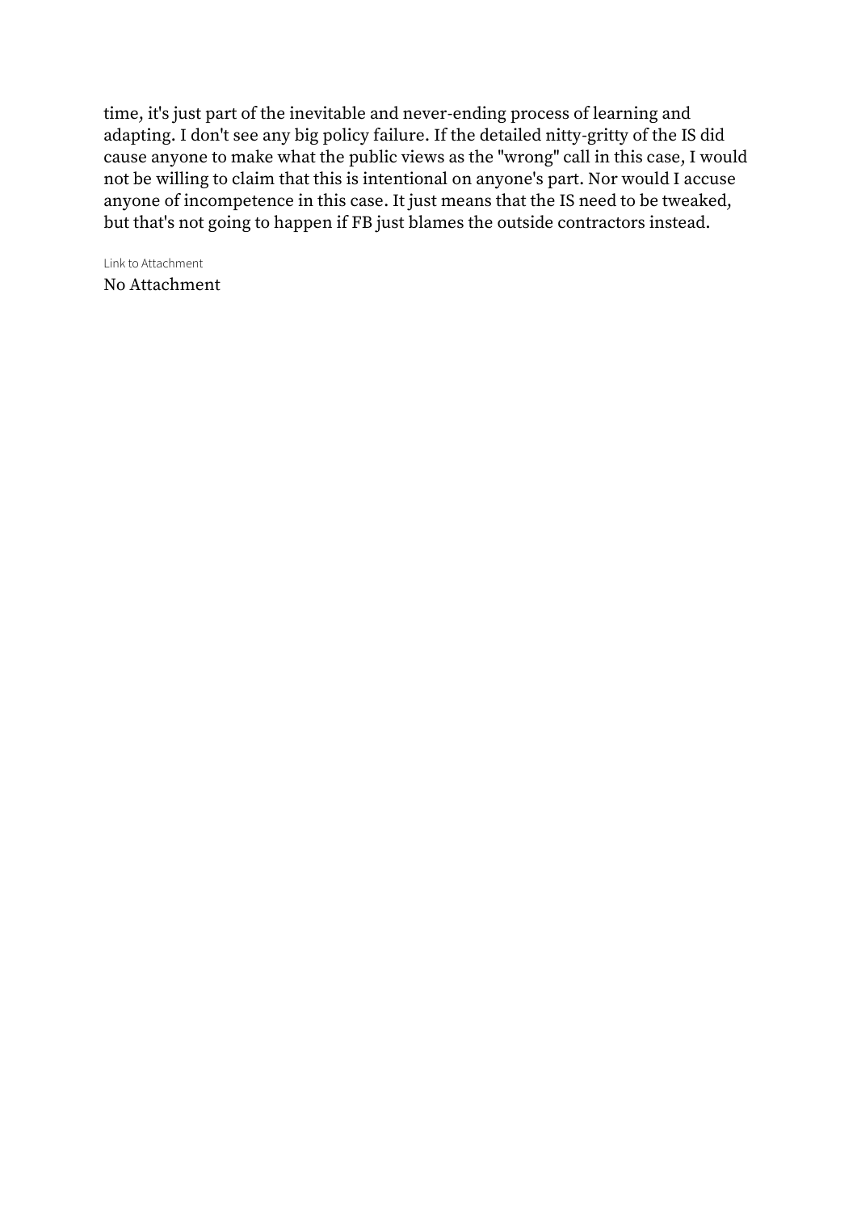time, it's just part of the inevitable and never-ending process of learning and adapting. I don't see any big policy failure. If the detailed nitty-gritty of the IS did cause anyone to make what the public views as the "wrong" call in this case, I would not be willing to claim that this is intentional on anyone's part. Nor would I accuse anyone of incompetence in this case. It just means that the IS need to be tweaked, but that's not going to happen if FB just blames the outside contractors instead.

Link to Attachment

No Attachment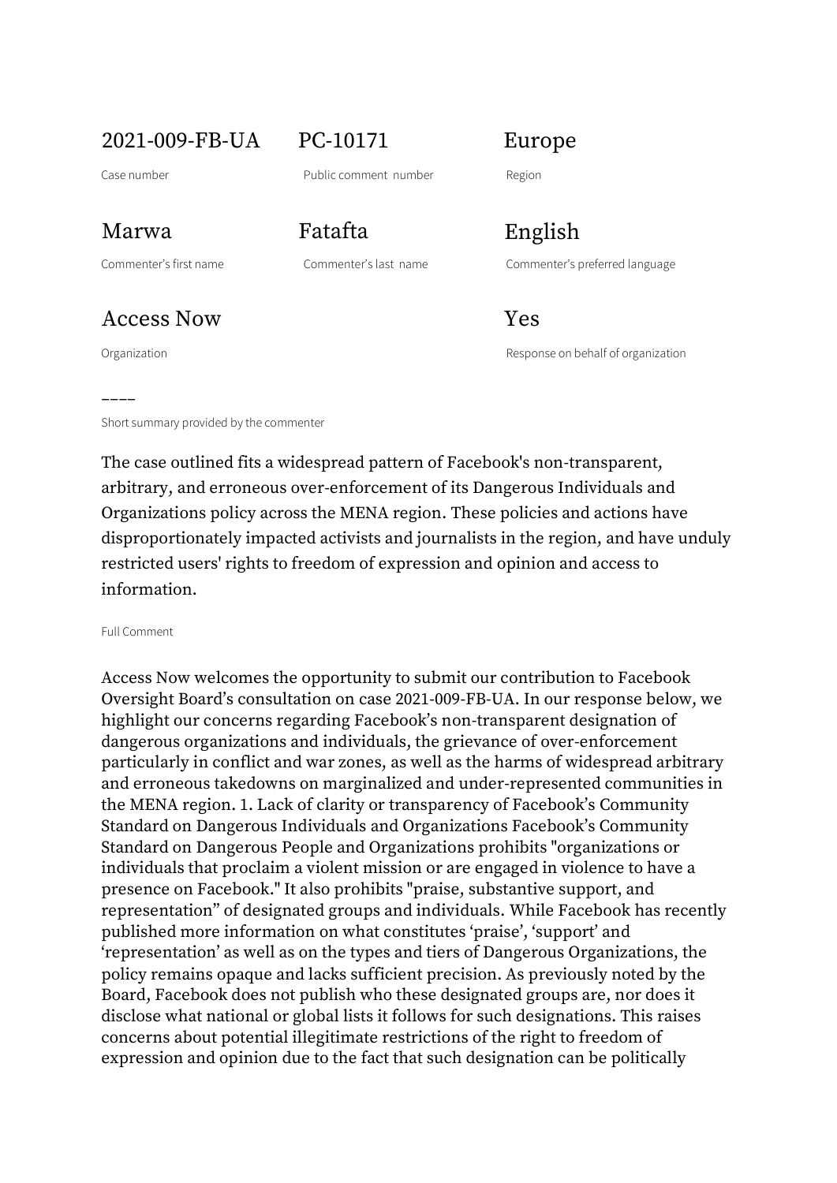| 2021-009-FB-UA | PC-10171 | Europe |
|---|---|---|
| Case number | Public comment number | Region |
| Marwa | Fatafta | English |
| Commenter's first name | Commenter's last name | Commenter's preferred language |
| Access Now | | Yes |
| Organization | | Response on behalf of organization |

----

Short summary provided by the commenter

The case outlined fits a widespread pattern of Facebook's non-transparent, arbitrary, and erroneous over-enforcement of its Dangerous Individuals and Organizations policy across the MENA region. These policies and actions have disproportionately impacted activists and journalists in the region, and have unduly restricted users' rights to freedom of expression and opinion and access to information.

Full Comment

Access Now welcomes the opportunity to submit our contribution to Facebook Oversight Board's consultation on case 2021-009-FB-UA. In our response below, we highlight our concerns regarding Facebook's non-transparent designation of dangerous organizations and individuals, the grievance of over-enforcement particularly in conflict and war zones, as well as the harms of widespread arbitrary and erroneous takedowns on marginalized and under-represented communities in the MENA region. 1. Lack of clarity or transparency of Facebook's Community Standard on Dangerous Individuals and Organizations Facebook's Community Standard on Dangerous People and Organizations prohibits "organizations or individuals that proclaim a violent mission or are engaged in violence to have a presence on Facebook." It also prohibits "praise, substantive support, and representation" of designated groups and individuals. While Facebook has recently published more information on what constitutes 'praise', 'support' and 'representation' as well as on the types and tiers of Dangerous Organizations, the policy remains opaque and lacks sufficient precision. As previously noted by the Board, Facebook does not publish who these designated groups are, nor does it disclose what national or global lists it follows for such designations. This raises concerns about potential illegitimate restrictions of the right to freedom of expression and opinion due to the fact that such designation can be politically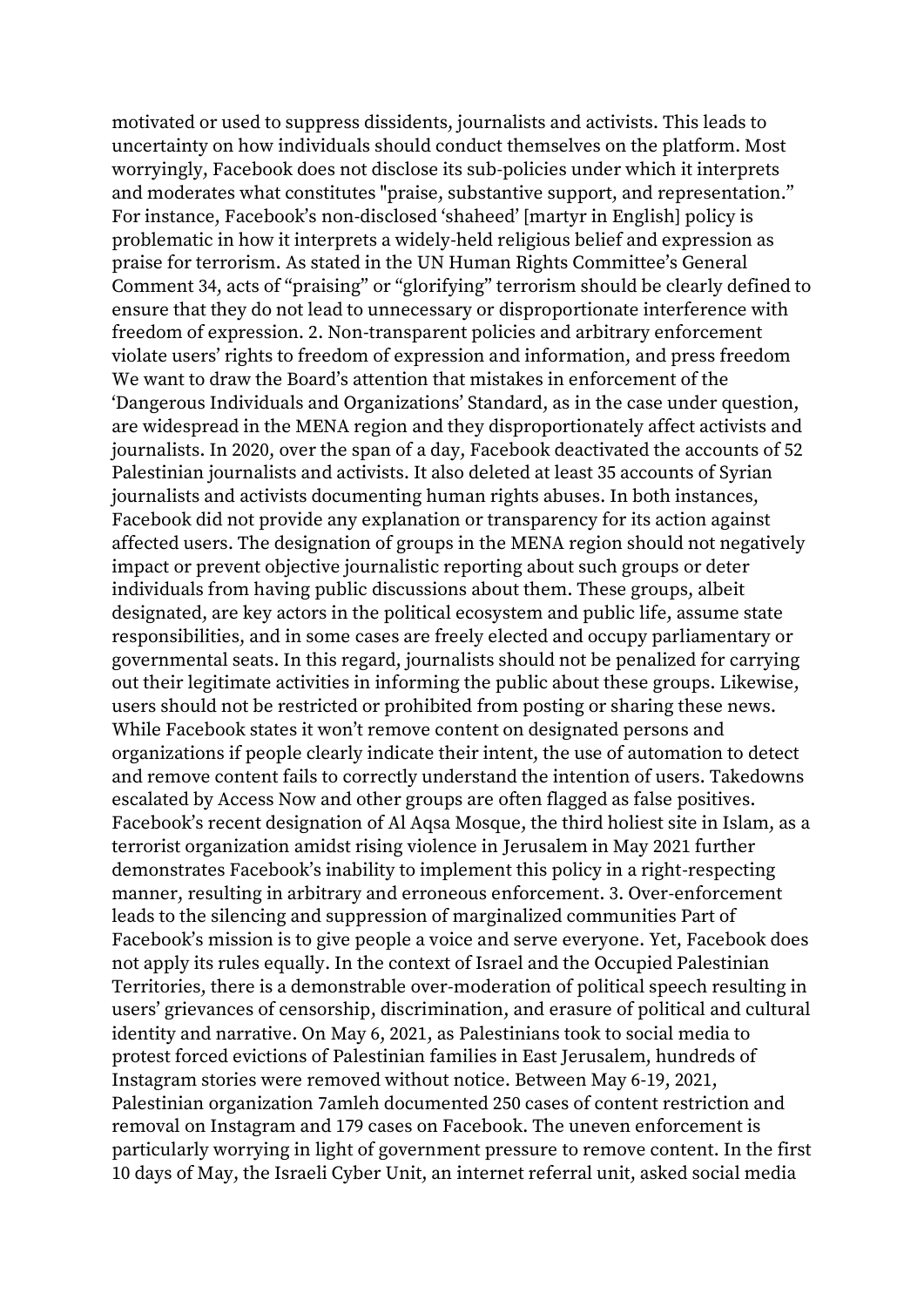motivated or used to suppress dissidents, journalists and activists. This leads to uncertainty on how individuals should conduct themselves on the platform. Most worryingly, Facebook does not disclose its sub-policies under which it interprets and moderates what constitutes "praise, substantive support, and representation." For instance, Facebook's non-disclosed 'shaheed' [martyr in English] policy is problematic in how it interprets a widely-held religious belief and expression as praise for terrorism. As stated in the UN Human Rights Committee's General Comment 34, acts of "praising" or "glorifying" terrorism should be clearly defined to ensure that they do not lead to unnecessary or disproportionate interference with freedom of expression. 2. Non-transparent policies and arbitrary enforcement violate users' rights to freedom of expression and information, and press freedom We want to draw the Board's attention that mistakes in enforcement of the 'Dangerous Individuals and Organizations' Standard, as in the case under question, are widespread in the MENA region and they disproportionately affect activists and journalists. In 2020, over the span of a day, Facebook deactivated the accounts of 52 Palestinian journalists and activists. It also deleted at least 35 accounts of Syrian journalists and activists documenting human rights abuses. In both instances, Facebook did not provide any explanation or transparency for its action against affected users. The designation of groups in the MENA region should not negatively impact or prevent objective journalistic reporting about such groups or deter individuals from having public discussions about them. These groups, albeit designated, are key actors in the political ecosystem and public life, assume state responsibilities, and in some cases are freely elected and occupy parliamentary or governmental seats. In this regard, journalists should not be penalized for carrying out their legitimate activities in informing the public about these groups. Likewise, users should not be restricted or prohibited from posting or sharing these news. While Facebook states it won't remove content on designated persons and organizations if people clearly indicate their intent, the use of automation to detect and remove content fails to correctly understand the intention of users. Takedowns escalated by Access Now and other groups are often flagged as false positives. Facebook's recent designation of Al Aqsa Mosque, the third holiest site in Islam, as a terrorist organization amidst rising violence in Jerusalem in May 2021 further demonstrates Facebook's inability to implement this policy in a right-respecting manner, resulting in arbitrary and erroneous enforcement. 3. Over-enforcement leads to the silencing and suppression of marginalized communities Part of Facebook's mission is to give people a voice and serve everyone. Yet, Facebook does not apply its rules equally. In the context of Israel and the Occupied Palestinian Territories, there is a demonstrable over-moderation of political speech resulting in users' grievances of censorship, discrimination, and erasure of political and cultural identity and narrative. On May 6, 2021, as Palestinians took to social media to protest forced evictions of Palestinian families in East Jerusalem, hundreds of Instagram stories were removed without notice. Between May 6-19, 2021, Palestinian organization 7amleh documented 250 cases of content restriction and removal on Instagram and 179 cases on Facebook. The uneven enforcement is particularly worrying in light of government pressure to remove content. In the first 10 days of May, the Israeli Cyber Unit, an internet referral unit, asked social media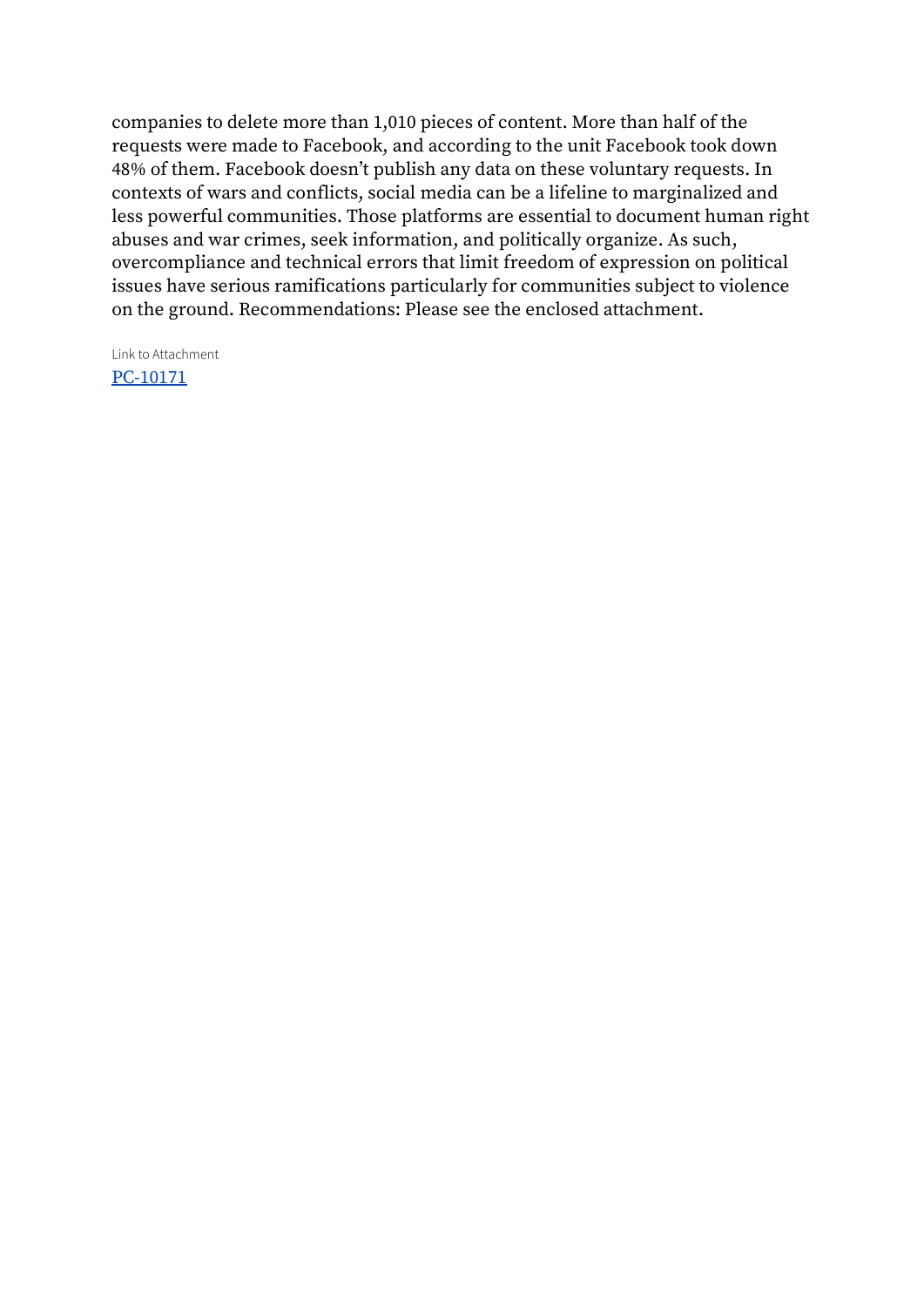companies to delete more than 1,010 pieces of content. More than half of the requests were made to Facebook, and according to the unit Facebook took down 48% of them. Facebook doesn't publish any data on these voluntary requests. In contexts of wars and conflicts, social media can be a lifeline to marginalized and less powerful communities. Those platforms are essential to document human right abuses and war crimes, seek information, and politically organize. As such, overcompliance and technical errors that limit freedom of expression on political issues have serious ramifications particularly for communities subject to violence on the ground. Recommendations: Please see the enclosed attachment.

Link to Attachment

PC-10171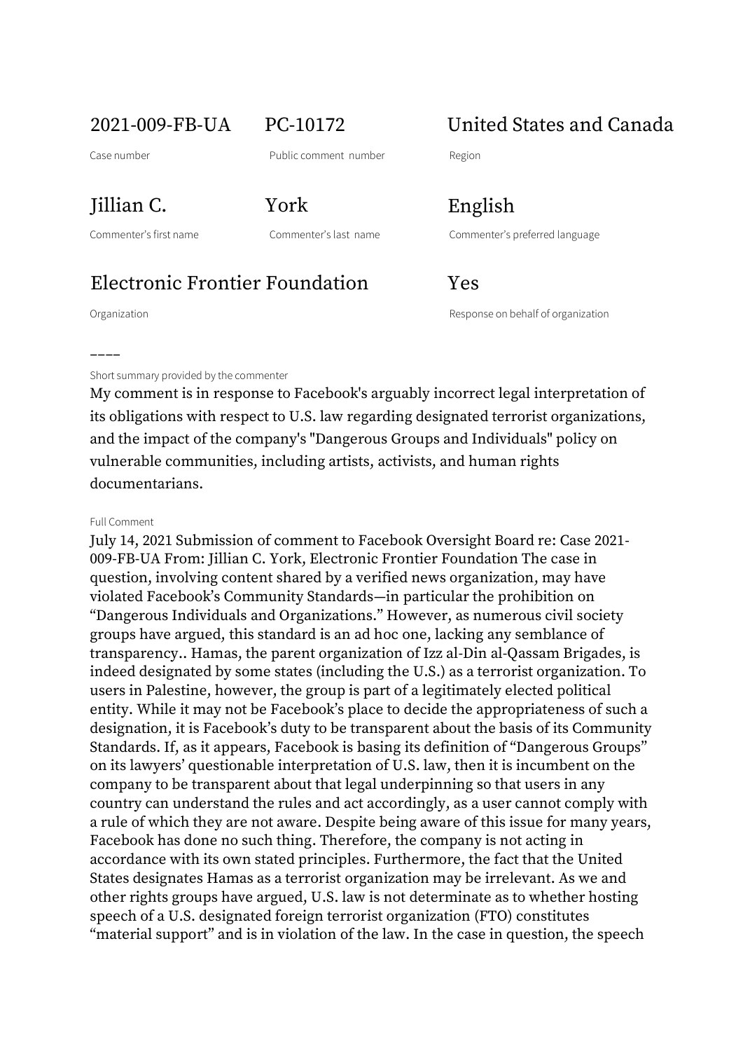| 2021-009-FB-UA | PC-10172 | United States and Canada |
|---|---|---|
| Case number | Public comment number | Region |
| Jillian C. | York | English |
| Commenter's first name | Commenter's last name | Commenter's preferred language |
| Electronic Frontier Foundation | | Yes |
| Organization | | Response on behalf of organization |

----

Short summary provided by the commenter

My comment is in response to Facebook's arguably incorrect legal interpretation of its obligations with respect to U.S. law regarding designated terrorist organizations, and the impact of the company's "Dangerous Groups and Individuals" policy on vulnerable communities, including artists, activists, and human rights documentarians.

Full Comment

July 14, 2021 Submission of comment to Facebook Oversight Board re: Case 2021-009-FB-UA From: Jillian C. York, Electronic Frontier Foundation The case in question, involving content shared by a verified news organization, may have violated Facebook's Community Standards—in particular the prohibition on "Dangerous Individuals and Organizations." However, as numerous civil society groups have argued, this standard is an ad hoc one, lacking any semblance of transparency.. Hamas, the parent organization of Izz al-Din al-Qassam Brigades, is indeed designated by some states (including the U.S.) as a terrorist organization. To users in Palestine, however, the group is part of a legitimately elected political entity. While it may not be Facebook's place to decide the appropriateness of such a designation, it is Facebook's duty to be transparent about the basis of its Community Standards. If, as it appears, Facebook is basing its definition of "Dangerous Groups" on its lawyers' questionable interpretation of U.S. law, then it is incumbent on the company to be transparent about that legal underpinning so that users in any country can understand the rules and act accordingly, as a user cannot comply with a rule of which they are not aware. Despite being aware of this issue for many years, Facebook has done no such thing. Therefore, the company is not acting in accordance with its own stated principles. Furthermore, the fact that the United States designates Hamas as a terrorist organization may be irrelevant. As we and other rights groups have argued, U.S. law is not determinate as to whether hosting speech of a U.S. designated foreign terrorist organization (FTO) constitutes "material support" and is in violation of the law. In the case in question, the speech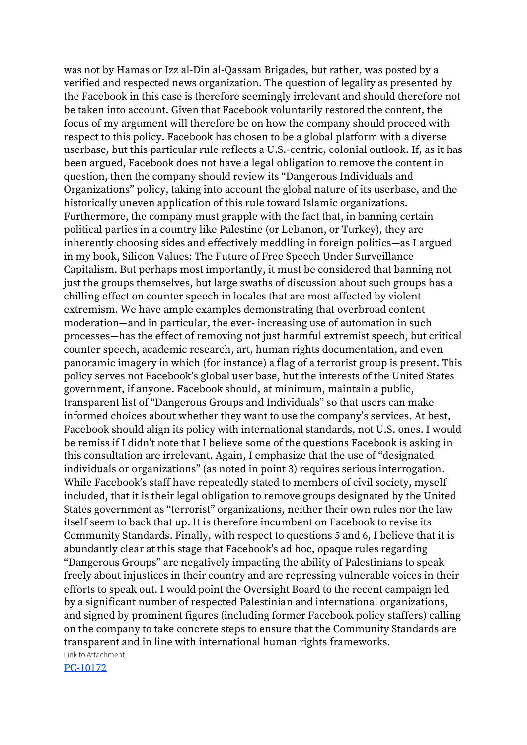was not by Hamas or Izz al-Din al-Qassam Brigades, but rather, was posted by a verified and respected news organization. The question of legality as presented by the Facebook in this case is therefore seemingly irrelevant and should therefore not be taken into account. Given that Facebook voluntarily restored the content, the focus of my argument will therefore be on how the company should proceed with respect to this policy. Facebook has chosen to be a global platform with a diverse userbase, but this particular rule reflects a U.S.-centric, colonial outlook. If, as it has been argued, Facebook does not have a legal obligation to remove the content in question, then the company should review its "Dangerous Individuals and Organizations" policy, taking into account the global nature of its userbase, and the historically uneven application of this rule toward Islamic organizations. Furthermore, the company must grapple with the fact that, in banning certain political parties in a country like Palestine (or Lebanon, or Turkey), they are inherently choosing sides and effectively meddling in foreign politics—as I argued in my book, Silicon Values: The Future of Free Speech Under Surveillance Capitalism. But perhaps most importantly, it must be considered that banning not just the groups themselves, but large swaths of discussion about such groups has a chilling effect on counter speech in locales that are most affected by violent extremism. We have ample examples demonstrating that overbroad content moderation—and in particular, the ever- increasing use of automation in such processes—has the effect of removing not just harmful extremist speech, but critical counter speech, academic research, art, human rights documentation, and even panoramic imagery in which (for instance) a flag of a terrorist group is present. This policy serves not Facebook's global user base, but the interests of the United States government, if anyone. Facebook should, at minimum, maintain a public, transparent list of "Dangerous Groups and Individuals" so that users can make informed choices about whether they want to use the company's services. At best, Facebook should align its policy with international standards, not U.S. ones. I would be remiss if I didn't note that I believe some of the questions Facebook is asking in this consultation are irrelevant. Again, I emphasize that the use of "designated individuals or organizations" (as noted in point 3) requires serious interrogation. While Facebook's staff have repeatedly stated to members of civil society, myself included, that it is their legal obligation to remove groups designated by the United States government as "terrorist" organizations, neither their own rules nor the law itself seem to back that up. It is therefore incumbent on Facebook to revise its Community Standards. Finally, with respect to questions 5 and 6, I believe that it is abundantly clear at this stage that Facebook's ad hoc, opaque rules regarding "Dangerous Groups" are negatively impacting the ability of Palestinians to speak freely about injustices in their country and are repressing vulnerable voices in their efforts to speak out. I would point the Oversight Board to the recent campaign led by a significant number of respected Palestinian and international organizations, and signed by prominent figures (including former Facebook policy staffers) calling on the company to take concrete steps to ensure that the Community Standards are transparent and in line with international human rights frameworks.

Link to Attachment

PC-10172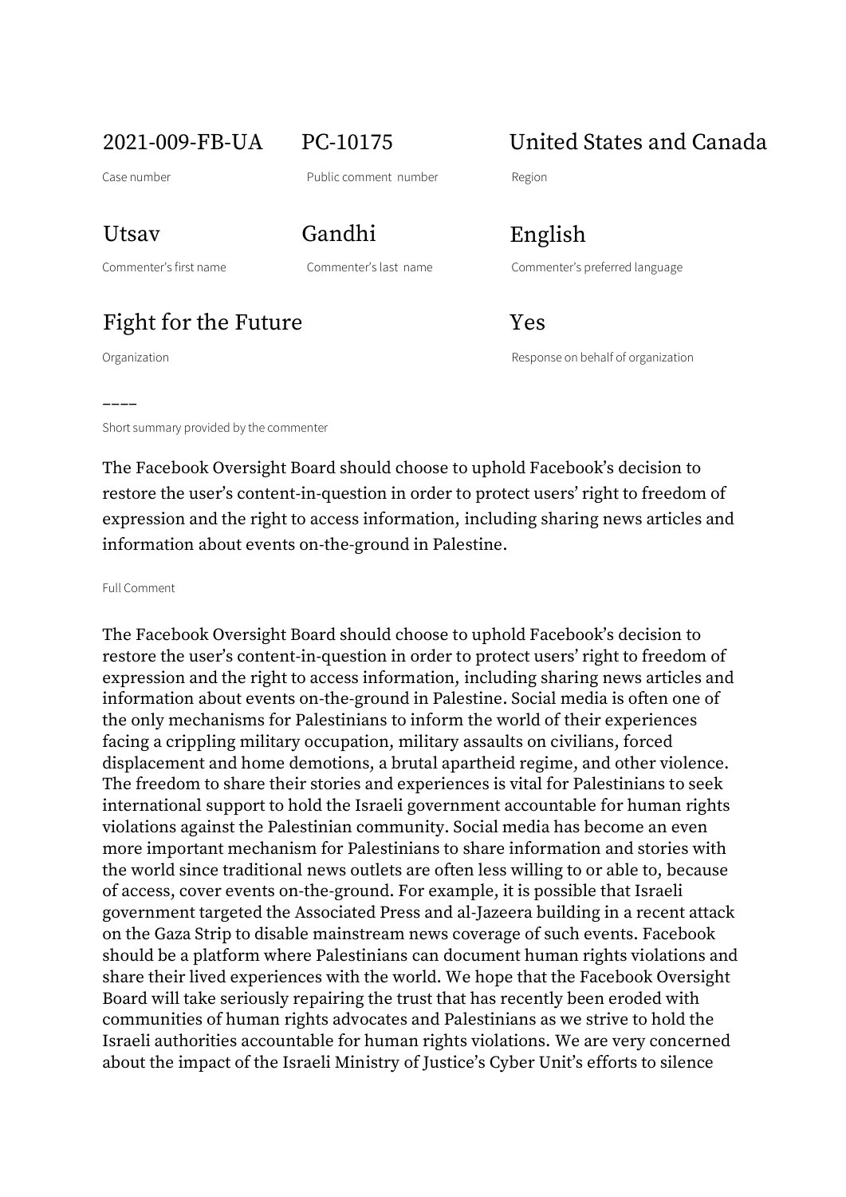| 2021-009-FB-UA | PC-10175 | United States and Canada |
| --- | --- | --- |
| Case number | Public comment number | Region |
| Utsav | Gandhi | English |
| Commenter's first name | Commenter's last name | Commenter's preferred language |
| Fight for the Future | | Yes |
| Organization | | Response on behalf of organization |

----

Short summary provided by the commenter

The Facebook Oversight Board should choose to uphold Facebook's decision to restore the user's content-in-question in order to protect users' right to freedom of expression and the right to access information, including sharing news articles and information about events on-the-ground in Palestine.

Full Comment

The Facebook Oversight Board should choose to uphold Facebook's decision to restore the user's content-in-question in order to protect users' right to freedom of expression and the right to access information, including sharing news articles and information about events on-the-ground in Palestine. Social media is often one of the only mechanisms for Palestinians to inform the world of their experiences facing a crippling military occupation, military assaults on civilians, forced displacement and home demotions, a brutal apartheid regime, and other violence. The freedom to share their stories and experiences is vital for Palestinians to seek international support to hold the Israeli government accountable for human rights violations against the Palestinian community. Social media has become an even more important mechanism for Palestinians to share information and stories with the world since traditional news outlets are often less willing to or able to, because of access, cover events on-the-ground. For example, it is possible that Israeli government targeted the Associated Press and al-Jazeera building in a recent attack on the Gaza Strip to disable mainstream news coverage of such events. Facebook should be a platform where Palestinians can document human rights violations and share their lived experiences with the world. We hope that the Facebook Oversight Board will take seriously repairing the trust that has recently been eroded with communities of human rights advocates and Palestinians as we strive to hold the Israeli authorities accountable for human rights violations. We are very concerned about the impact of the Israeli Ministry of Justice's Cyber Unit's efforts to silence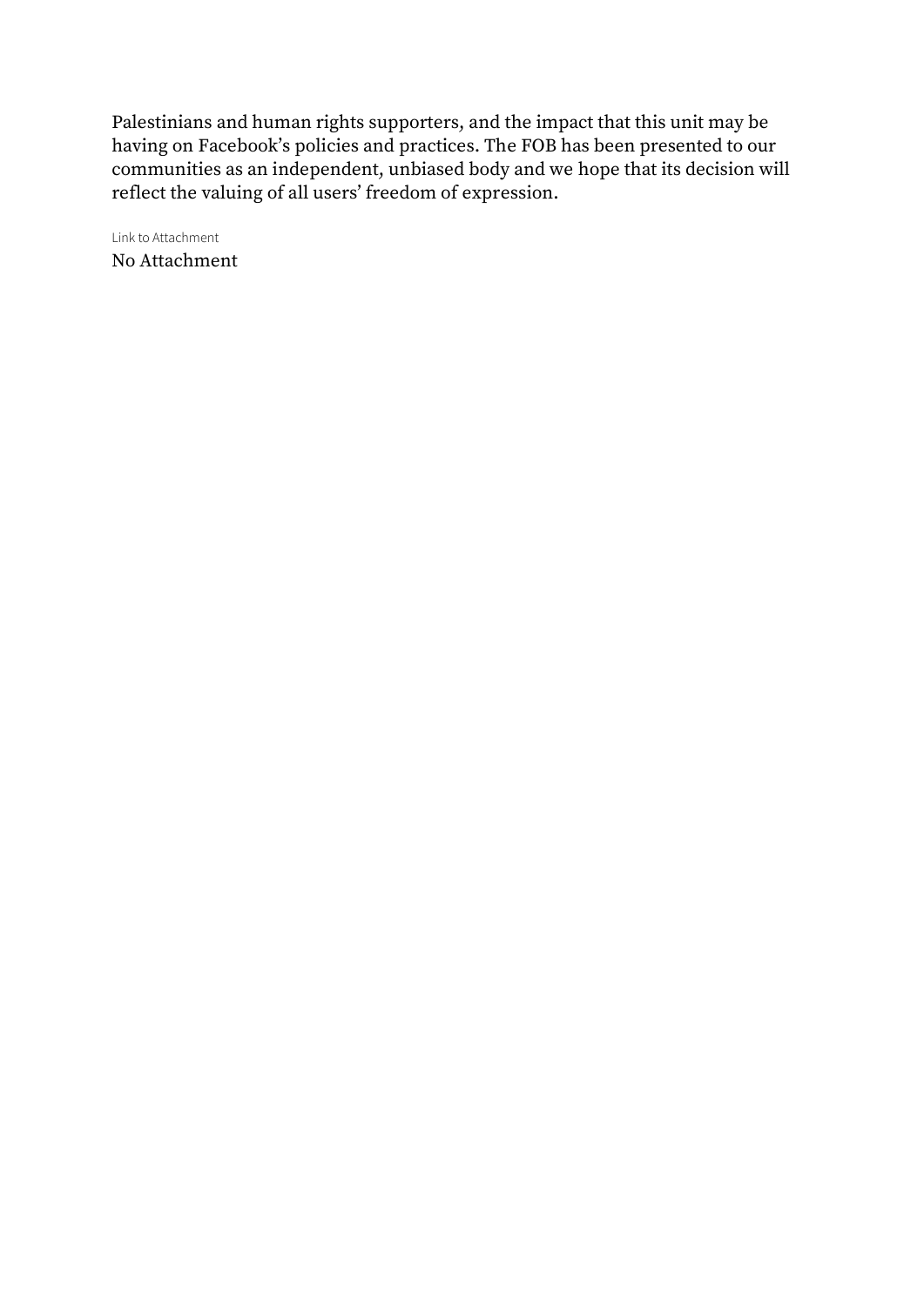Palestinians and human rights supporters, and the impact that this unit may be having on Facebook's policies and practices. The FOB has been presented to our communities as an independent, unbiased body and we hope that its decision will reflect the valuing of all users' freedom of expression.

Link to Attachment

No Attachment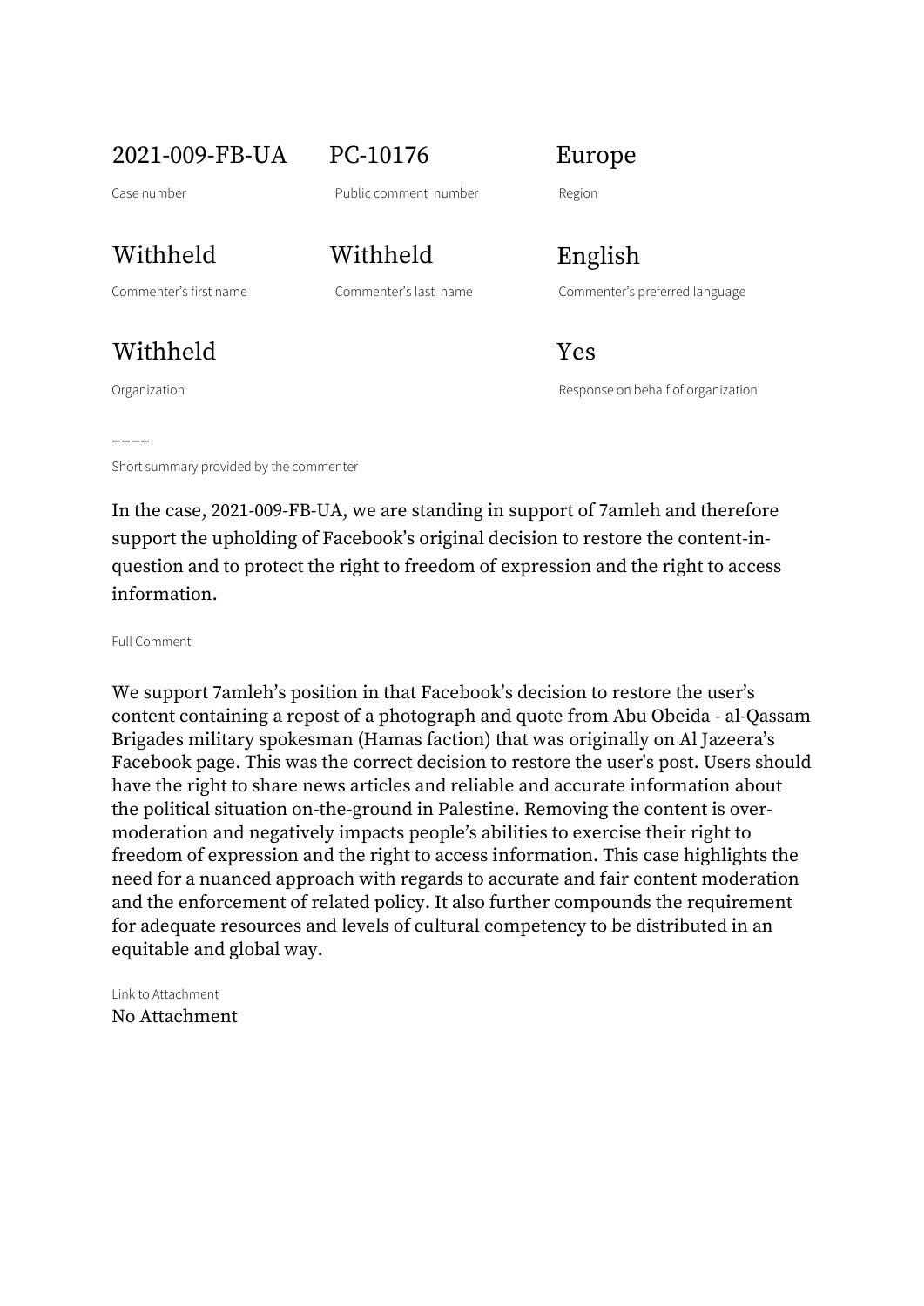2021-009-FB-UA

Case number

PC-10176

Public comment number

Europe

Region

Withheld

Commenter's first name

Withheld

Commenter's last name

English

Commenter's preferred language

Withheld

Organization

Yes

Response on behalf of organization

––––

Short summary provided by the commenter

In the case, 2021-009-FB-UA, we are standing in support of 7amleh and therefore support the upholding of Facebook's original decision to restore the content-in-question and to protect the right to freedom of expression and the right to access information.

Full Comment

We support 7amleh's position in that Facebook's decision to restore the user's content containing a repost of a photograph and quote from Abu Obeida - al-Qassam Brigades military spokesman (Hamas faction) that was originally on Al Jazeera's Facebook page. This was the correct decision to restore the user's post. Users should have the right to share news articles and reliable and accurate information about the political situation on-the-ground in Palestine. Removing the content is over-moderation and negatively impacts people's abilities to exercise their right to freedom of expression and the right to access information. This case highlights the need for a nuanced approach with regards to accurate and fair content moderation and the enforcement of related policy. It also further compounds the requirement for adequate resources and levels of cultural competency to be distributed in an equitable and global way.

Link to Attachment

No Attachment